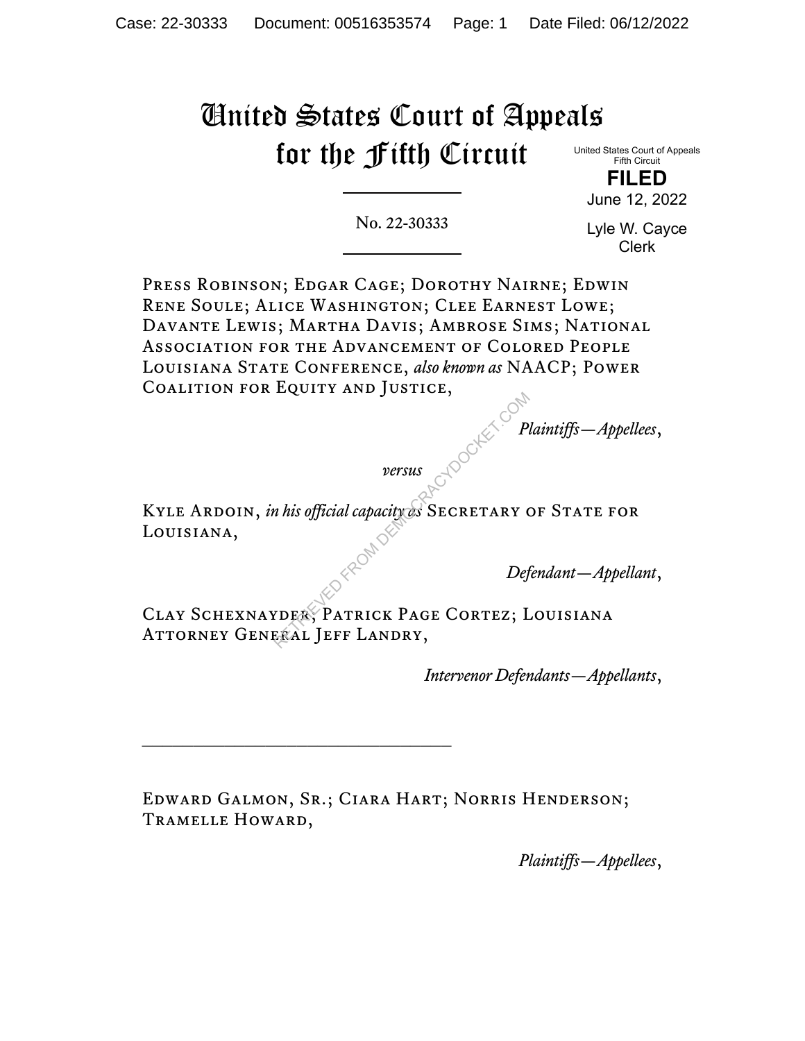# United States Court of Appeals for the Fifth Circuit

United States Court of Appeals
Fifth Circuit

**FILED**

June 12, 2022

Lyle W. Cayce
Clerk

---

No. 22-30333

---

Press Robinson; Edgar Cage; Dorothy Nairne; Edwin Rene Soule; Alice Washington; Clee Earnest Lowe; Davante Lewis; Martha Davis; Ambrose Sims; National Association for the Advancement of Colored People Louisiana State Conference, *also known as* NAACP; Power Coalition for Equity and Justice,

*Plaintiffs—Appellees*,

*versus*

Kyle Ardoin, *in his official capacity as* Secretary of State for Louisiana,

*Defendant—Appellant*,

Clay Schexnayder; Patrick Page Cortez; Louisiana Attorney General Jeff Landry,

*Intervenor Defendants—Appellants*,

---

Edward Galmon, Sr.; Ciara Hart; Norris Henderson; Tramelle Howard,

*Plaintiffs—Appellees*,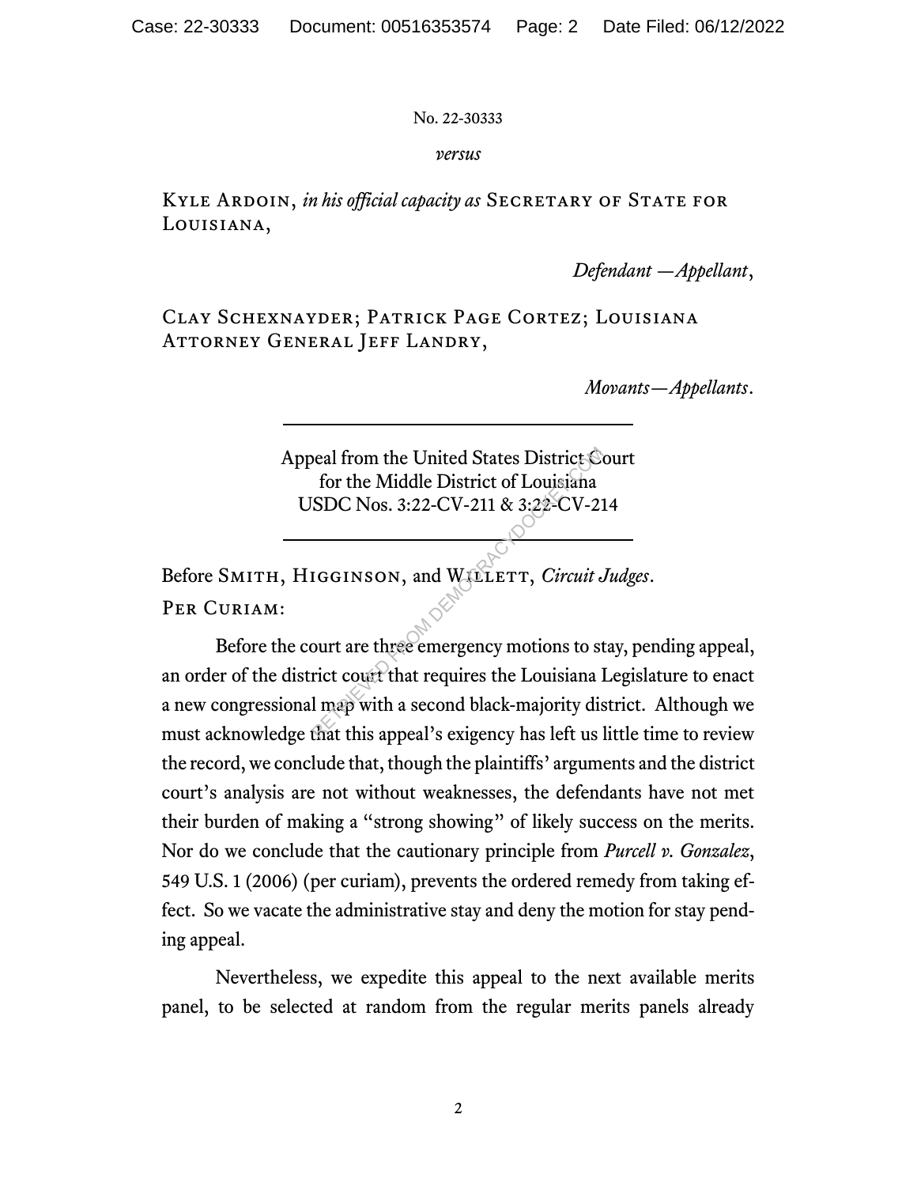No. 22-30333

*versus*

Kyle Ardoin, *in his official capacity as* Secretary of State for Louisiana,

*Defendant —Appellant*,

Clay Schexnayder; Patrick Page Cortez; Louisiana Attorney General Jeff Landry,

*Movants—Appellants*.

---

Appeal from the United States District Court
for the Middle District of Louisiana
USDC Nos. 3:22-CV-211 & 3:22-CV-214

---

Before Smith, Higginson, and Willett, *Circuit Judges*.

Per Curiam:

Before the court are three emergency motions to stay, pending appeal, an order of the district court that requires the Louisiana Legislature to enact a new congressional map with a second black-majority district. Although we must acknowledge that this appeal's exigency has left us little time to review the record, we conclude that, though the plaintiffs' arguments and the district court's analysis are not without weaknesses, the defendants have not met their burden of making a "strong showing" of likely success on the merits. Nor do we conclude that the cautionary principle from *Purcell v. Gonzalez*, 549 U.S. 1 (2006) (per curiam), prevents the ordered remedy from taking effect. So we vacate the administrative stay and deny the motion for stay pending appeal.

Nevertheless, we expedite this appeal to the next available merits panel, to be selected at random from the regular merits panels already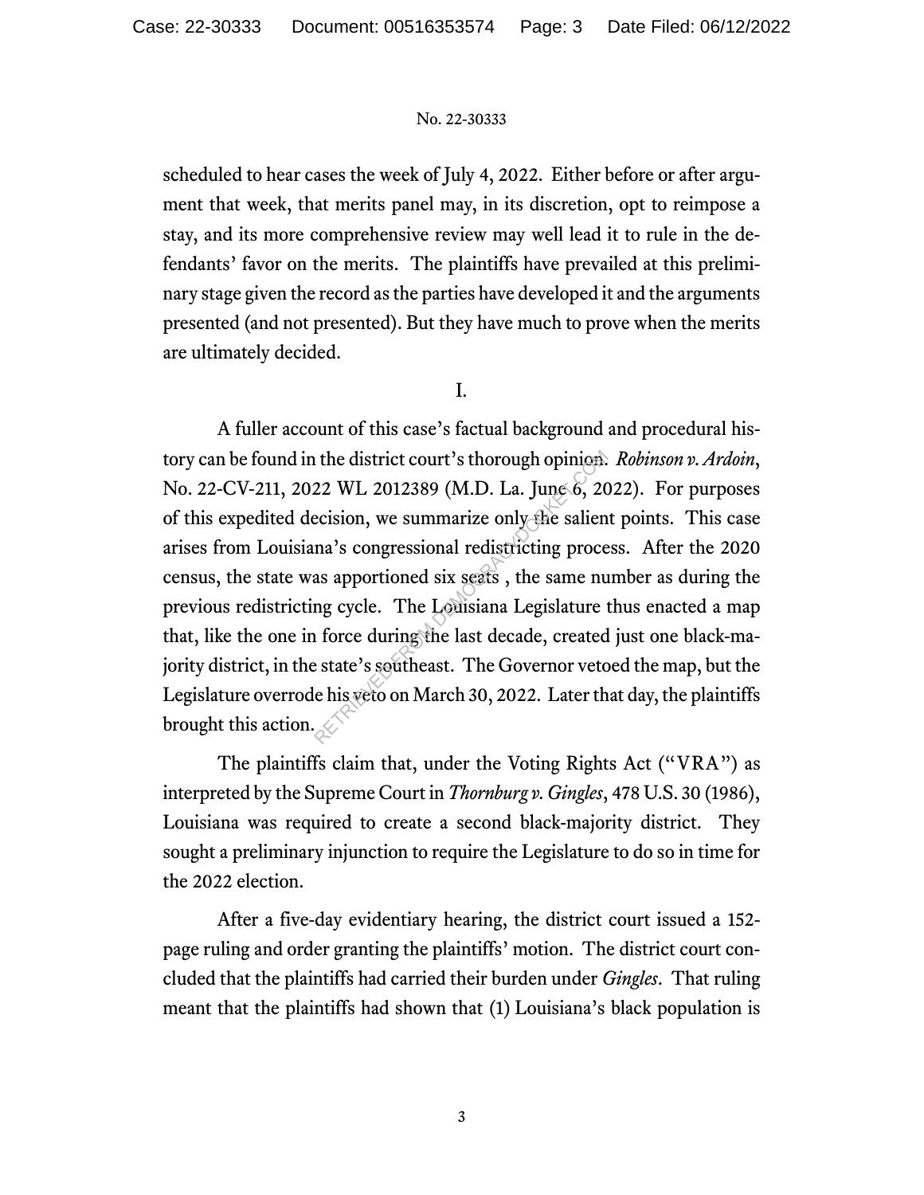scheduled to hear cases the week of July 4, 2022. Either before or after argument that week, that merits panel may, in its discretion, opt to reimpose a stay, and its more comprehensive review may well lead it to rule in the defendants' favor on the merits. The plaintiffs have prevailed at this preliminary stage given the record as the parties have developed it and the arguments presented (and not presented). But they have much to prove when the merits are ultimately decided.

I.

A fuller account of this case's factual background and procedural history can be found in the district court's thorough opinion. *Robinson v. Ardoin*, No. 22-CV-211, 2022 WL 2012389 (M.D. La. June 6, 2022). For purposes of this expedited decision, we summarize only the salient points. This case arises from Louisiana's congressional redistricting process. After the 2020 census, the state was apportioned six seats , the same number as during the previous redistricting cycle. The Louisiana Legislature thus enacted a map that, like the one in force during the last decade, created just one black-majority district, in the state's southeast. The Governor vetoed the map, but the Legislature overrode his veto on March 30, 2022. Later that day, the plaintiffs brought this action.

The plaintiffs claim that, under the Voting Rights Act ("VRA") as interpreted by the Supreme Court in *Thornburg v. Gingles*, 478 U.S. 30 (1986), Louisiana was required to create a second black-majority district. They sought a preliminary injunction to require the Legislature to do so in time for the 2022 election.

After a five-day evidentiary hearing, the district court issued a 152-page ruling and order granting the plaintiffs' motion. The district court concluded that the plaintiffs had carried their burden under *Gingles*. That ruling meant that the plaintiffs had shown that (1) Louisiana's black population is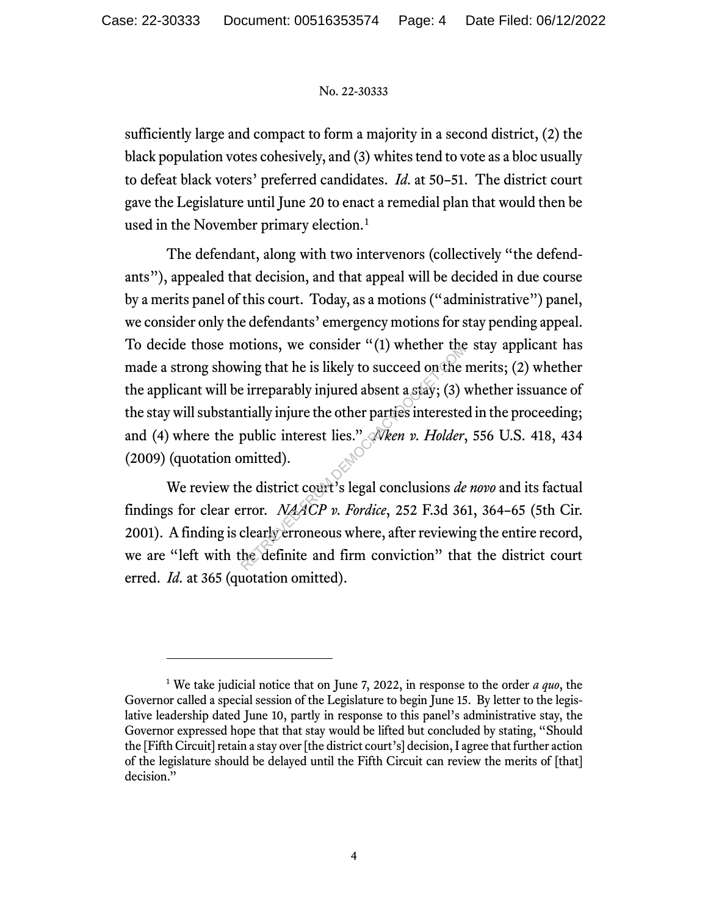sufficiently large and compact to form a majority in a second district, (2) the black population votes cohesively, and (3) whites tend to vote as a bloc usually to defeat black voters' preferred candidates. *Id.* at 50–51. The district court gave the Legislature until June 20 to enact a remedial plan that would then be used in the November primary election.[1]

The defendant, along with two intervenors (collectively "the defendants"), appealed that decision, and that appeal will be decided in due course by a merits panel of this court. Today, as a motions ("administrative") panel, we consider only the defendants' emergency motions for stay pending appeal. To decide those motions, we consider "(1) whether the stay applicant has made a strong showing that he is likely to succeed on the merits; (2) whether the applicant will be irreparably injured absent a stay; (3) whether issuance of the stay will substantially injure the other parties interested in the proceeding; and (4) where the public interest lies." *Nken v. Holder*, 556 U.S. 418, 434 (2009) (quotation omitted).

We review the district court's legal conclusions *de novo* and its factual findings for clear error. *NAACP v. Fordice*, 252 F.3d 361, 364–65 (5th Cir. 2001). A finding is clearly erroneous where, after reviewing the entire record, we are "left with the definite and firm conviction" that the district court erred. *Id.* at 365 (quotation omitted).

---

[1] We take judicial notice that on June 7, 2022, in response to the order *a quo*, the Governor called a special session of the Legislature to begin June 15. By letter to the legislative leadership dated June 10, partly in response to this panel's administrative stay, the Governor expressed hope that that stay would be lifted but concluded by stating, "Should the [Fifth Circuit] retain a stay over [the district court's] decision, I agree that further action of the legislature should be delayed until the Fifth Circuit can review the merits of [that] decision."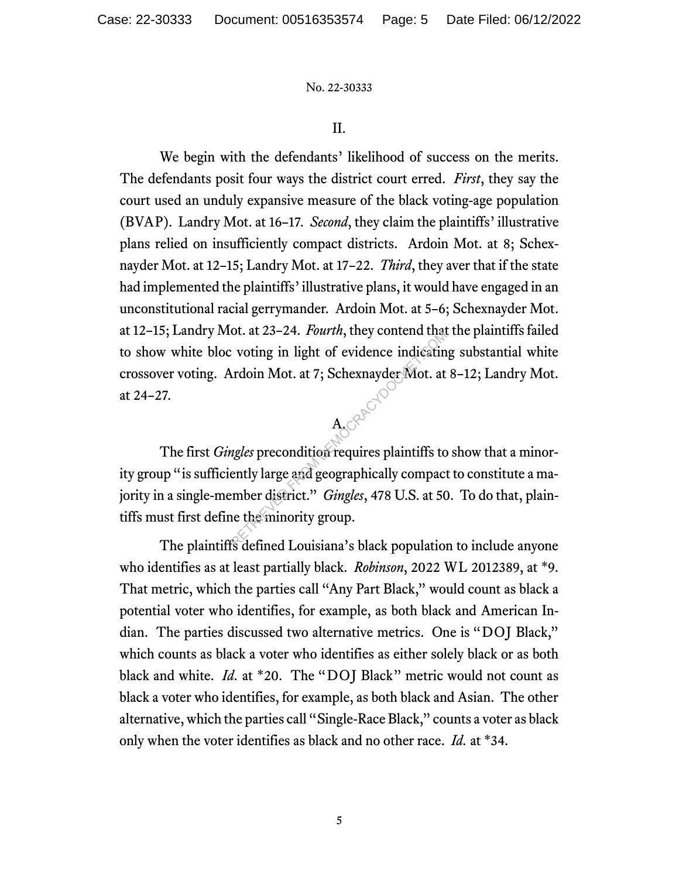## II.

We begin with the defendants' likelihood of success on the merits. The defendants posit four ways the district court erred. *First*, they say the court used an unduly expansive measure of the black voting-age population (BVAP). Landry Mot. at 16–17. *Second*, they claim the plaintiffs' illustrative plans relied on insufficiently compact districts. Ardoin Mot. at 8; Schexnayder Mot. at 12–15; Landry Mot. at 17–22. *Third*, they aver that if the state had implemented the plaintiffs' illustrative plans, it would have engaged in an unconstitutional racial gerrymander. Ardoin Mot. at 5–6; Schexnayder Mot. at 12–15; Landry Mot. at 23–24. *Fourth*, they contend that the plaintiffs failed to show white bloc voting in light of evidence indicating substantial white crossover voting. Ardoin Mot. at 7; Schexnayder Mot. at 8–12; Landry Mot. at 24–27.

### A.

The first *Gingles* precondition requires plaintiffs to show that a minority group "is sufficiently large and geographically compact to constitute a majority in a single-member district." *Gingles*, 478 U.S. at 50. To do that, plaintiffs must first define the minority group.

The plaintiffs defined Louisiana's black population to include anyone who identifies as at least partially black. *Robinson*, 2022 WL 2012389, at *9. That metric, which the parties call "Any Part Black," would count as black a potential voter who identifies, for example, as both black and American Indian. The parties discussed two alternative metrics. One is "DOJ Black," which counts as black a voter who identifies as either solely black or as both black and white. *Id.* at *20. The "DOJ Black" metric would not count as black a voter who identifies, for example, as both black and Asian. The other alternative, which the parties call "Single-Race Black," counts a voter as black only when the voter identifies as black and no other race. *Id.* at *34.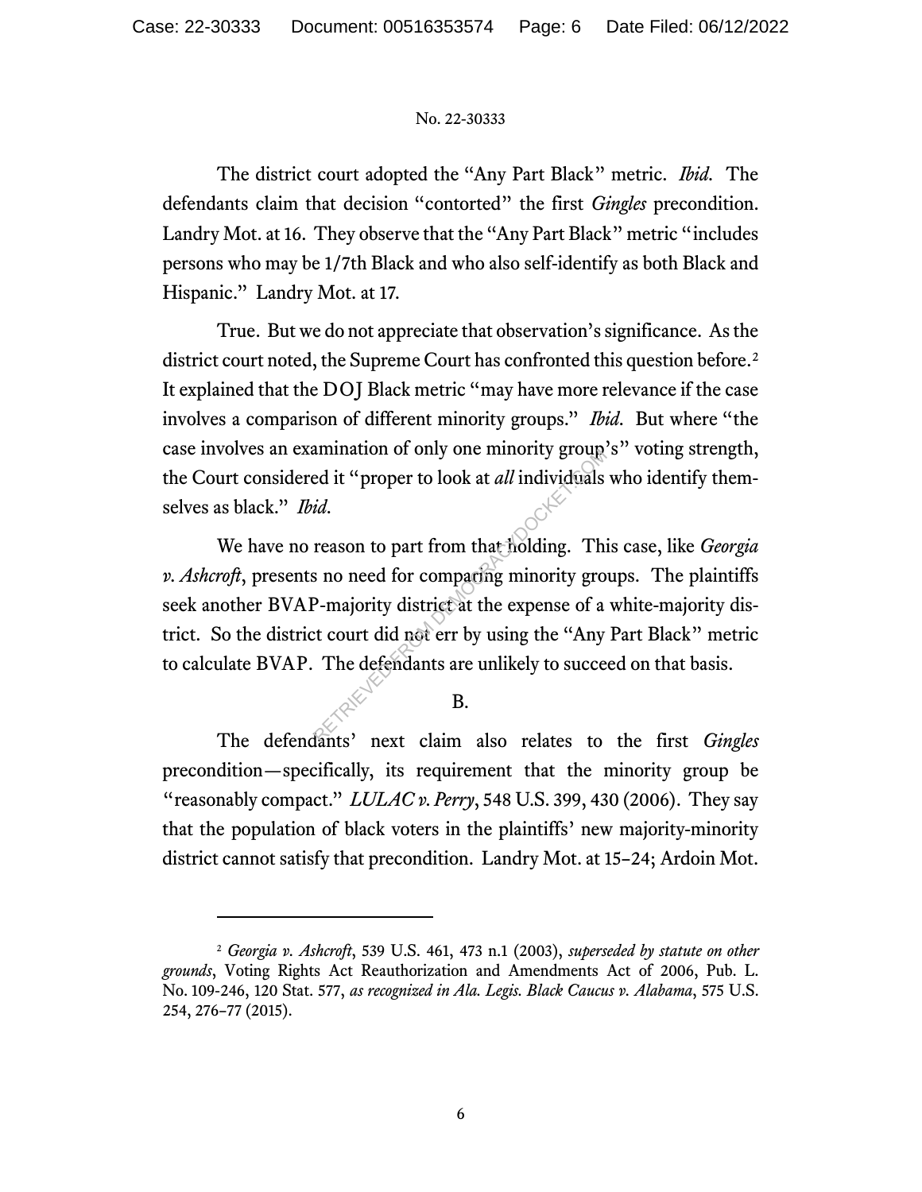The district court adopted the "Any Part Black" metric. *Ibid.* The defendants claim that decision "contorted" the first *Gingles* precondition. Landry Mot. at 16. They observe that the "Any Part Black" metric "includes persons who may be 1/7th Black and who also self-identify as both Black and Hispanic." Landry Mot. at 17.

True. But we do not appreciate that observation's significance. As the district court noted, the Supreme Court has confronted this question before.[2] It explained that the DOJ Black metric "may have more relevance if the case involves a comparison of different minority groups." *Ibid.* But where "the case involves an examination of only one minority group's" voting strength, the Court considered it "proper to look at *all* individuals who identify themselves as black." *Ibid.*

We have no reason to part from that holding. This case, like *Georgia v. Ashcroft*, presents no need for comparing minority groups. The plaintiffs seek another BVAP-majority district at the expense of a white-majority district. So the district court did not err by using the "Any Part Black" metric to calculate BVAP. The defendants are unlikely to succeed on that basis.

## B.

The defendants' next claim also relates to the first *Gingles* precondition—specifically, its requirement that the minority group be "reasonably compact." *LULAC v. Perry*, 548 U.S. 399, 430 (2006). They say that the population of black voters in the plaintiffs' new majority-minority district cannot satisfy that precondition. Landry Mot. at 15–24; Ardoin Mot.

---

[2] *Georgia v. Ashcroft*, 539 U.S. 461, 473 n.1 (2003), *superseded by statute on other grounds*, Voting Rights Act Reauthorization and Amendments Act of 2006, Pub. L. No. 109-246, 120 Stat. 577, *as recognized in Ala. Legis. Black Caucus v. Alabama*, 575 U.S. 254, 276–77 (2015).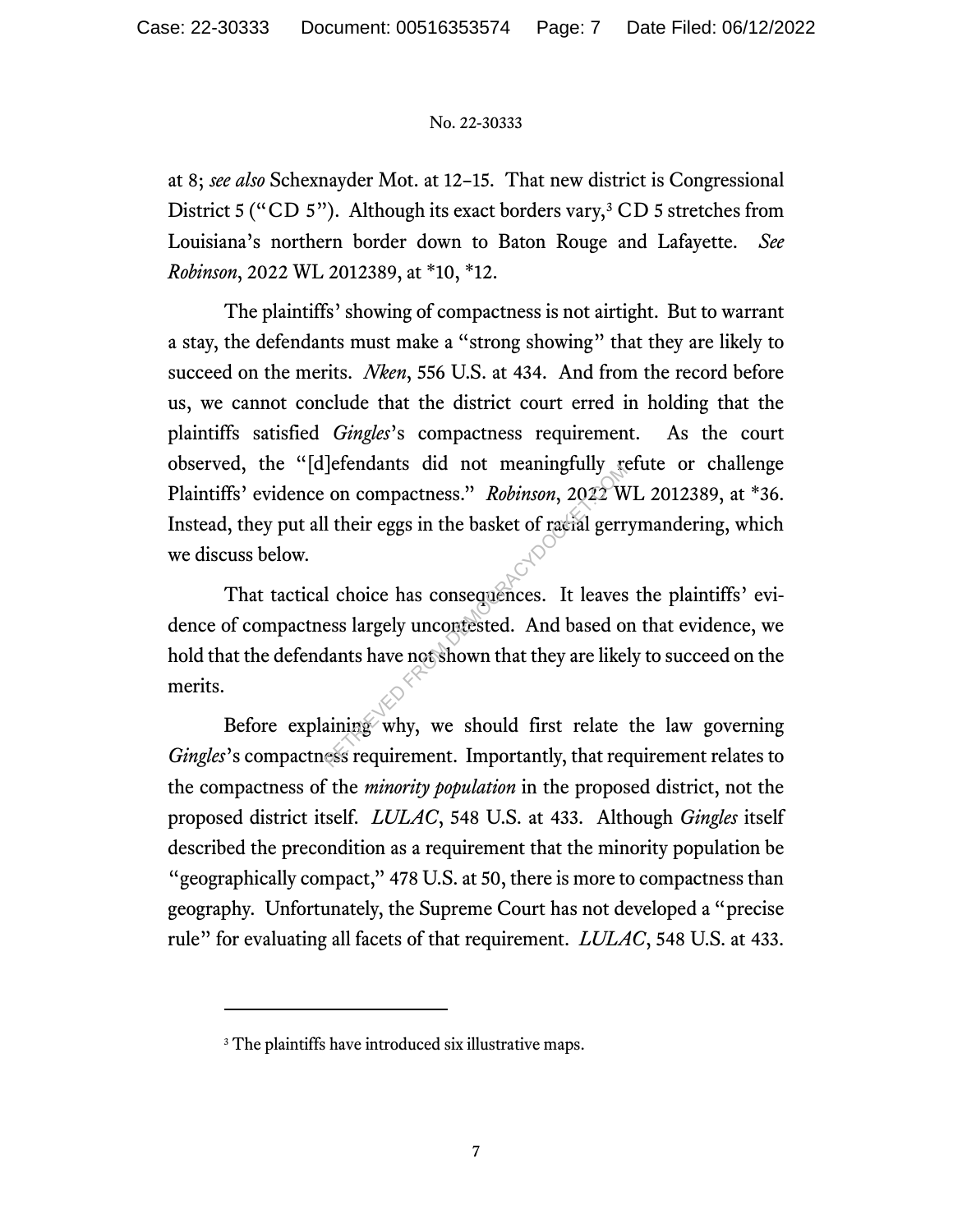at 8; *see also* Schexnayder Mot. at 12–15. That new district is Congressional District 5 ("CD 5"). Although its exact borders vary,[3] CD 5 stretches from Louisiana's northern border down to Baton Rouge and Lafayette. *See Robinson*, 2022 WL 2012389, at *10, *12.

The plaintiffs' showing of compactness is not airtight. But to warrant a stay, the defendants must make a "strong showing" that they are likely to succeed on the merits. *Nken*, 556 U.S. at 434. And from the record before us, we cannot conclude that the district court erred in holding that the plaintiffs satisfied *Gingles*'s compactness requirement. As the court observed, the "[d]efendants did not meaningfully refute or challenge Plaintiffs' evidence on compactness." *Robinson*, 2022 WL 2012389, at *36. Instead, they put all their eggs in the basket of racial gerrymandering, which we discuss below.

That tactical choice has consequences. It leaves the plaintiffs' evidence of compactness largely uncontested. And based on that evidence, we hold that the defendants have not shown that they are likely to succeed on the merits.

Before explaining why, we should first relate the law governing *Gingles*'s compactness requirement. Importantly, that requirement relates to the compactness of the *minority population* in the proposed district, not the proposed district itself. *LULAC*, 548 U.S. at 433. Although *Gingles* itself described the precondition as a requirement that the minority population be "geographically compact," 478 U.S. at 50, there is more to compactness than geography. Unfortunately, the Supreme Court has not developed a "precise rule" for evaluating all facets of that requirement. *LULAC*, 548 U.S. at 433.

---

[3] The plaintiffs have introduced six illustrative maps.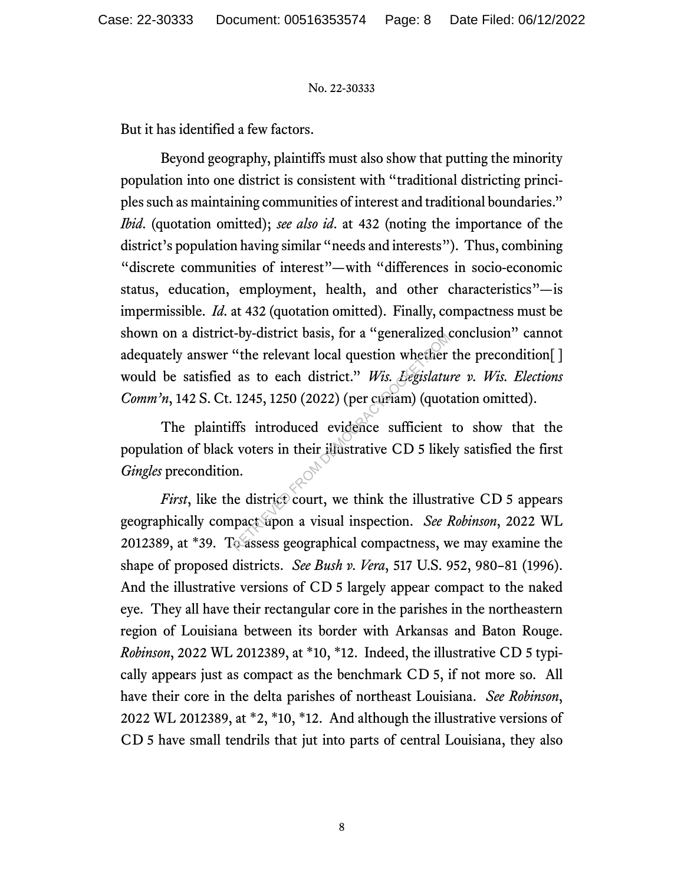But it has identified a few factors.

Beyond geography, plaintiffs must also show that putting the minority population into one district is consistent with "traditional districting principles such as maintaining communities of interest and traditional boundaries." *Ibid*. (quotation omitted); *see also id*. at 432 (noting the importance of the district's population having similar "needs and interests"). Thus, combining "discrete communities of interest"—with "differences in socio-economic status, education, employment, health, and other characteristics"—is impermissible. *Id*. at 432 (quotation omitted). Finally, compactness must be shown on a district-by-district basis, for a "generalized conclusion" cannot adequately answer "the relevant local question whether the precondition[ ] would be satisfied as to each district." *Wis. Legislature v. Wis. Elections Comm'n*, 142 S. Ct. 1245, 1250 (2022) (per curiam) (quotation omitted).

The plaintiffs introduced evidence sufficient to show that the population of black voters in their illustrative CD 5 likely satisfied the first *Gingles* precondition.

*First*, like the district court, we think the illustrative CD 5 appears geographically compact upon a visual inspection. *See Robinson*, 2022 WL 2012389, at \*39. To assess geographical compactness, we may examine the shape of proposed districts. *See Bush v. Vera*, 517 U.S. 952, 980–81 (1996). And the illustrative versions of CD 5 largely appear compact to the naked eye. They all have their rectangular core in the parishes in the northeastern region of Louisiana between its border with Arkansas and Baton Rouge. *Robinson*, 2022 WL 2012389, at \*10, \*12. Indeed, the illustrative CD 5 typically appears just as compact as the benchmark CD 5, if not more so. All have their core in the delta parishes of northeast Louisiana. *See Robinson*, 2022 WL 2012389, at \*2, \*10, \*12. And although the illustrative versions of CD 5 have small tendrils that jut into parts of central Louisiana, they also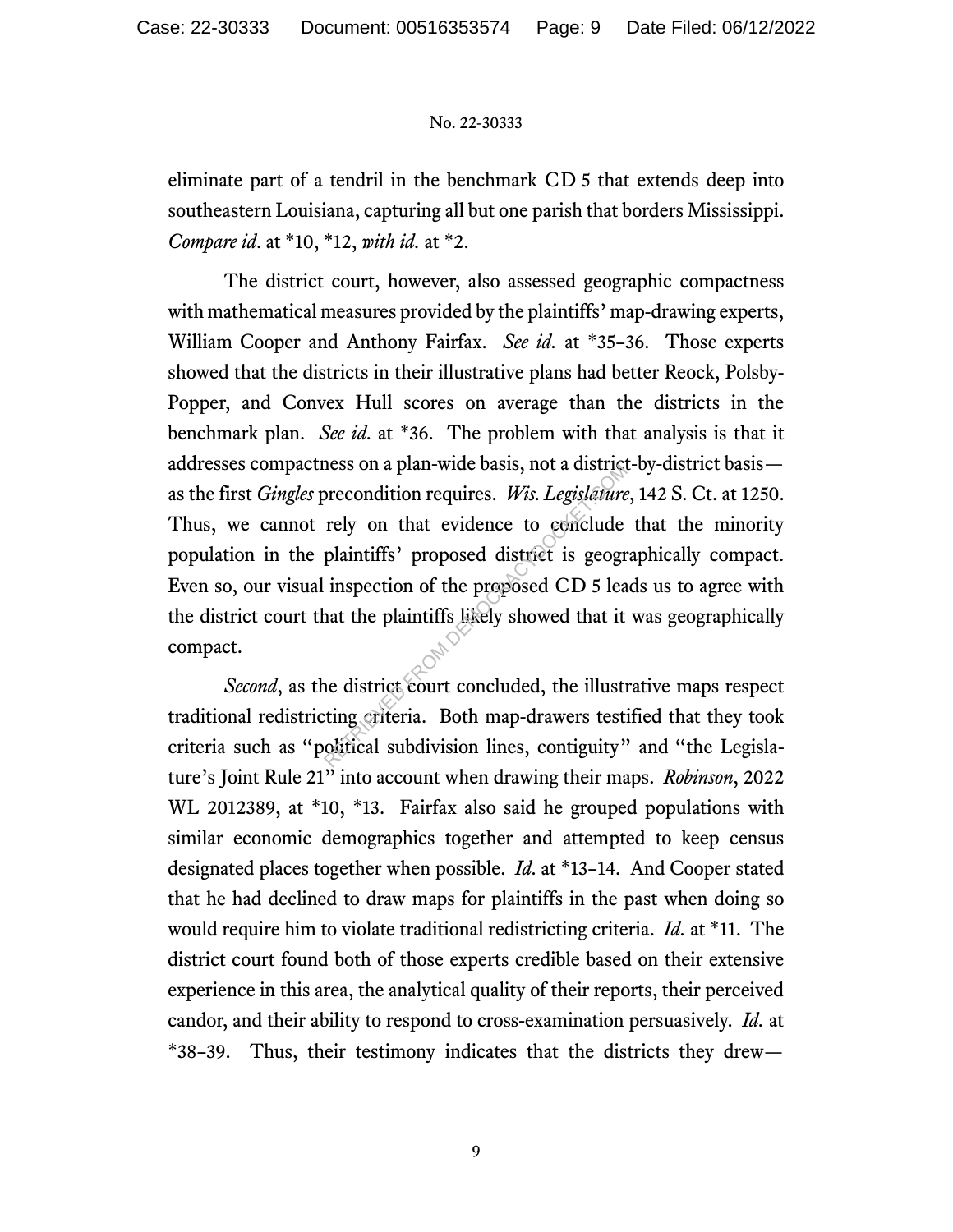eliminate part of a tendril in the benchmark CD 5 that extends deep into southeastern Louisiana, capturing all but one parish that borders Mississippi. *Compare id.* at *10, *12, *with id.* at *2.

The district court, however, also assessed geographic compactness with mathematical measures provided by the plaintiffs' map-drawing experts, William Cooper and Anthony Fairfax. *See id.* at *35–36. Those experts showed that the districts in their illustrative plans had better Reock, Polsby-Popper, and Convex Hull scores on average than the districts in the benchmark plan. *See id.* at *36. The problem with that analysis is that it addresses compactness on a plan-wide basis, not a district-by-district basis—as the first *Gingles* precondition requires. *Wis. Legislature*, 142 S. Ct. at 1250. Thus, we cannot rely on that evidence to conclude that the minority population in the plaintiffs' proposed district is geographically compact. Even so, our visual inspection of the proposed CD 5 leads us to agree with the district court that the plaintiffs likely showed that it was geographically compact.

*Second*, as the district court concluded, the illustrative maps respect traditional redistricting criteria. Both map-drawers testified that they took criteria such as "political subdivision lines, contiguity" and "the Legislature's Joint Rule 21" into account when drawing their maps. *Robinson*, 2022 WL 2012389, at *10, *13. Fairfax also said he grouped populations with similar economic demographics together and attempted to keep census designated places together when possible. *Id.* at *13–14. And Cooper stated that he had declined to draw maps for plaintiffs in the past when doing so would require him to violate traditional redistricting criteria. *Id.* at *11. The district court found both of those experts credible based on their extensive experience in this area, the analytical quality of their reports, their perceived candor, and their ability to respond to cross-examination persuasively. *Id.* at *38–39. Thus, their testimony indicates that the districts they drew—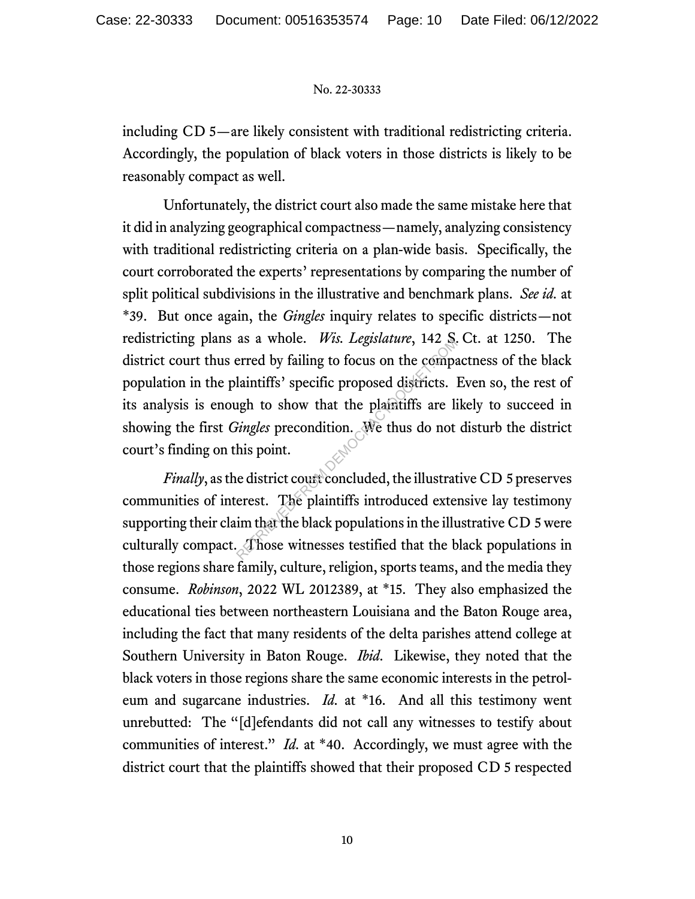including CD 5—are likely consistent with traditional redistricting criteria. Accordingly, the population of black voters in those districts is likely to be reasonably compact as well.

Unfortunately, the district court also made the same mistake here that it did in analyzing geographical compactness—namely, analyzing consistency with traditional redistricting criteria on a plan-wide basis. Specifically, the court corroborated the experts' representations by comparing the number of split political subdivisions in the illustrative and benchmark plans. *See id.* at \*39. But once again, the *Gingles* inquiry relates to specific districts—not redistricting plans as a whole. *Wis. Legislature*, 142 S. Ct. at 1250. The district court thus erred by failing to focus on the compactness of the black population in the plaintiffs' specific proposed districts. Even so, the rest of its analysis is enough to show that the plaintiffs are likely to succeed in showing the first *Gingles* precondition. We thus do not disturb the district court's finding on this point.

*Finally*, as the district court concluded, the illustrative CD 5 preserves communities of interest. The plaintiffs introduced extensive lay testimony supporting their claim that the black populations in the illustrative CD 5 were culturally compact. Those witnesses testified that the black populations in those regions share family, culture, religion, sports teams, and the media they consume. *Robinson*, 2022 WL 2012389, at \*15. They also emphasized the educational ties between northeastern Louisiana and the Baton Rouge area, including the fact that many residents of the delta parishes attend college at Southern University in Baton Rouge. *Ibid*. Likewise, they noted that the black voters in those regions share the same economic interests in the petroleum and sugarcane industries. *Id.* at \*16. And all this testimony went unrebutted: The "[d]efendants did not call any witnesses to testify about communities of interest." *Id.* at \*40. Accordingly, we must agree with the district court that the plaintiffs showed that their proposed CD 5 respected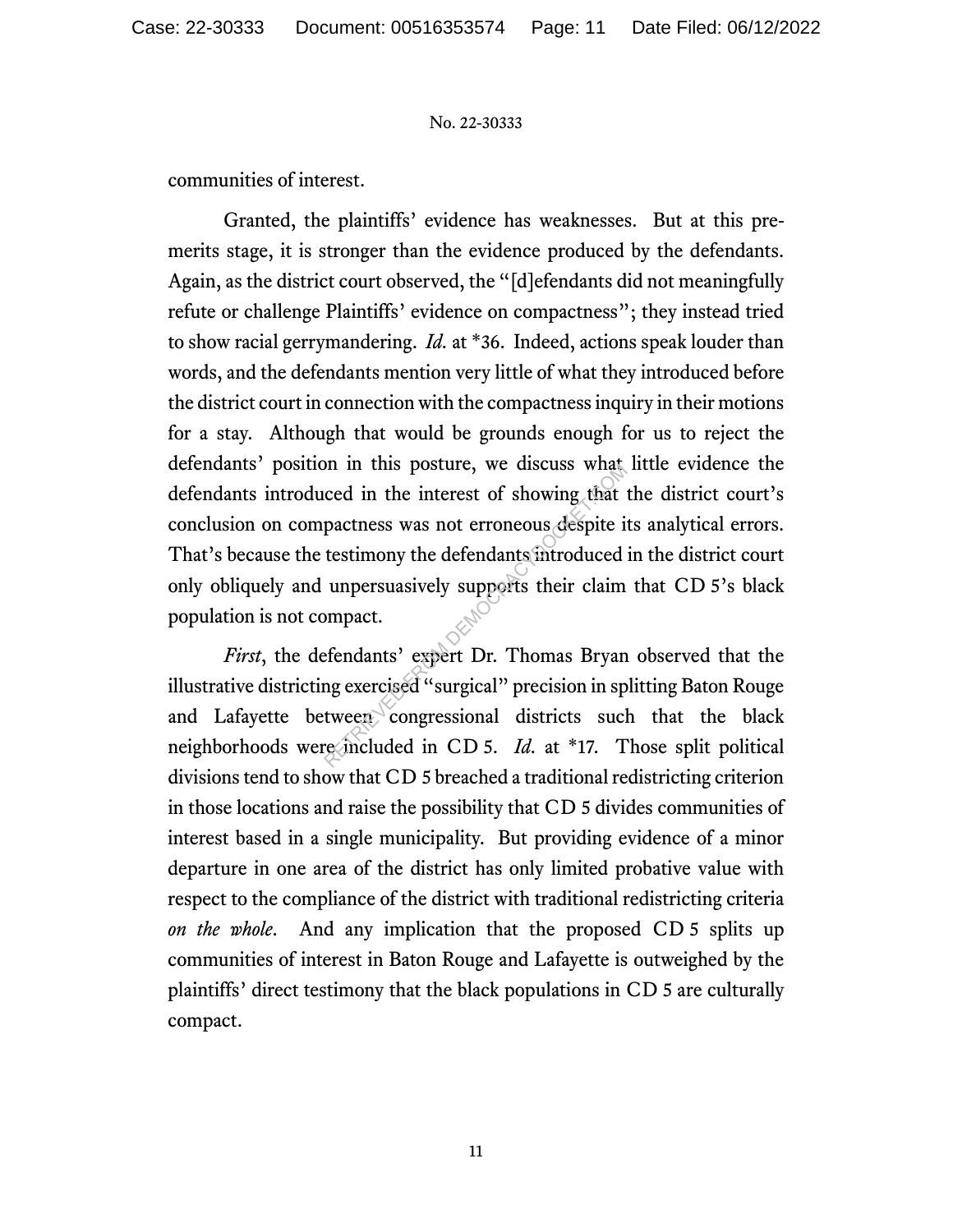communities of interest.

Granted, the plaintiffs' evidence has weaknesses. But at this pre-merits stage, it is stronger than the evidence produced by the defendants. Again, as the district court observed, the "[d]efendants did not meaningfully refute or challenge Plaintiffs' evidence on compactness"; they instead tried to show racial gerrymandering. *Id.* at *36. Indeed, actions speak louder than words, and the defendants mention very little of what they introduced before the district court in connection with the compactness inquiry in their motions for a stay. Although that would be grounds enough for us to reject the defendants' position in this posture, we discuss what little evidence the defendants introduced in the interest of showing that the district court's conclusion on compactness was not erroneous despite its analytical errors. That's because the testimony the defendants introduced in the district court only obliquely and unpersuasively supports their claim that CD 5's black population is not compact.

*First*, the defendants' expert Dr. Thomas Bryan observed that the illustrative districting exercised "surgical" precision in splitting Baton Rouge and Lafayette between congressional districts such that the black neighborhoods were included in CD 5. *Id.* at *17. Those split political divisions tend to show that CD 5 breached a traditional redistricting criterion in those locations and raise the possibility that CD 5 divides communities of interest based in a single municipality. But providing evidence of a minor departure in one area of the district has only limited probative value with respect to the compliance of the district with traditional redistricting criteria *on the whole*. And any implication that the proposed CD 5 splits up communities of interest in Baton Rouge and Lafayette is outweighed by the plaintiffs' direct testimony that the black populations in CD 5 are culturally compact.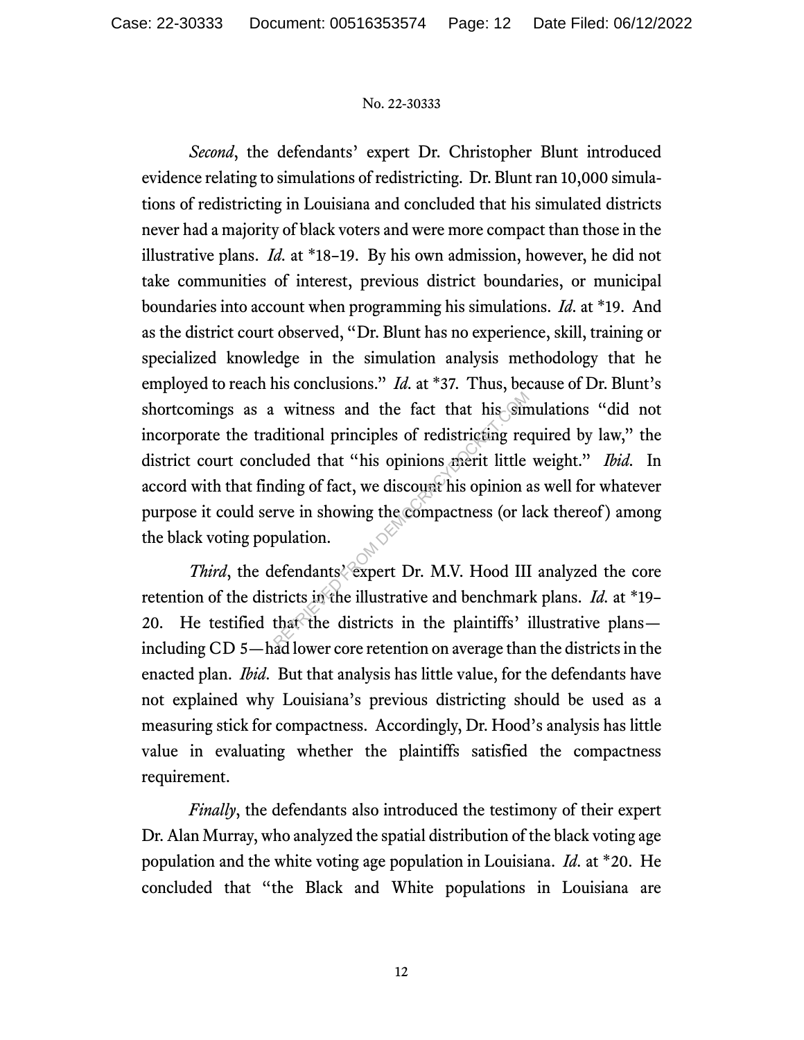*Second*, the defendants' expert Dr. Christopher Blunt introduced evidence relating to simulations of redistricting. Dr. Blunt ran 10,000 simulations of redistricting in Louisiana and concluded that his simulated districts never had a majority of black voters and were more compact than those in the illustrative plans. *Id.* at *18–19. By his own admission, however, he did not take communities of interest, previous district boundaries, or municipal boundaries into account when programming his simulations. *Id.* at *19. And as the district court observed, "Dr. Blunt has no experience, skill, training or specialized knowledge in the simulation analysis methodology that he employed to reach his conclusions." *Id.* at *37. Thus, because of Dr. Blunt's shortcomings as a witness and the fact that his simulations "did not incorporate the traditional principles of redistricting required by law," the district court concluded that "his opinions merit little weight." *Ibid.* In accord with that finding of fact, we discount his opinion as well for whatever purpose it could serve in showing the compactness (or lack thereof) among the black voting population.

*Third*, the defendants' expert Dr. M.V. Hood III analyzed the core retention of the districts in the illustrative and benchmark plans. *Id.* at *19–20. He testified that the districts in the plaintiffs' illustrative plans—including CD 5—had lower core retention on average than the districts in the enacted plan. *Ibid.* But that analysis has little value, for the defendants have not explained why Louisiana's previous districting should be used as a measuring stick for compactness. Accordingly, Dr. Hood's analysis has little value in evaluating whether the plaintiffs satisfied the compactness requirement.

*Finally*, the defendants also introduced the testimony of their expert Dr. Alan Murray, who analyzed the spatial distribution of the black voting age population and the white voting age population in Louisiana. *Id.* at *20. He concluded that "the Black and White populations in Louisiana are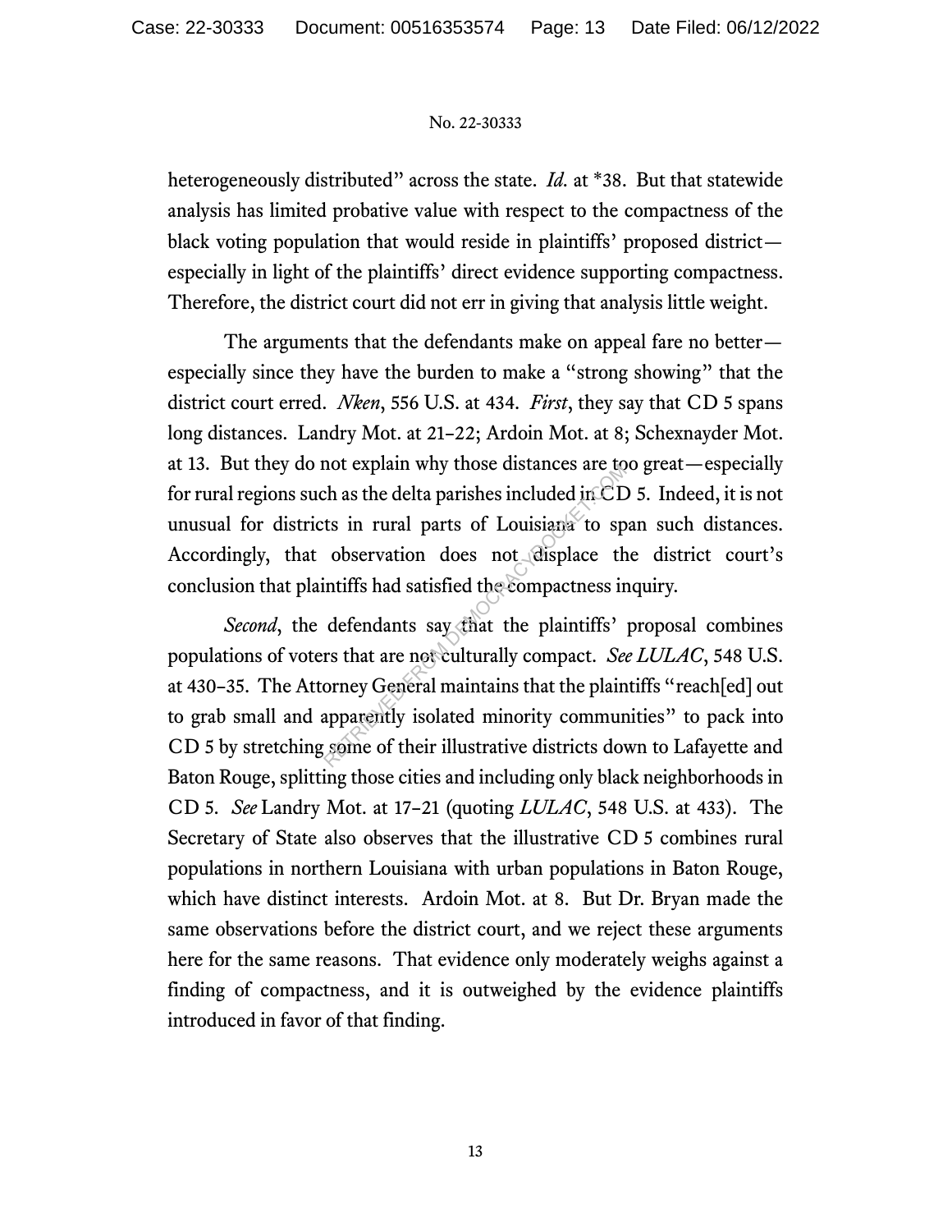heterogeneously distributed" across the state. *Id.* at *38. But that statewide analysis has limited probative value with respect to the compactness of the black voting population that would reside in plaintiffs' proposed district—especially in light of the plaintiffs' direct evidence supporting compactness. Therefore, the district court did not err in giving that analysis little weight.

The arguments that the defendants make on appeal fare no better—especially since they have the burden to make a "strong showing" that the district court erred. *Nken*, 556 U.S. at 434. *First*, they say that CD 5 spans long distances. Landry Mot. at 21–22; Ardoin Mot. at 8; Schexnayder Mot. at 13. But they do not explain why those distances are too great—especially for rural regions such as the delta parishes included in CD 5. Indeed, it is not unusual for districts in rural parts of Louisiana to span such distances. Accordingly, that observation does not displace the district court's conclusion that plaintiffs had satisfied the compactness inquiry.

*Second*, the defendants say that the plaintiffs' proposal combines populations of voters that are not culturally compact. *See LULAC*, 548 U.S. at 430–35. The Attorney General maintains that the plaintiffs "reach[ed] out to grab small and apparently isolated minority communities" to pack into CD 5 by stretching some of their illustrative districts down to Lafayette and Baton Rouge, splitting those cities and including only black neighborhoods in CD 5. *See* Landry Mot. at 17–21 (quoting *LULAC*, 548 U.S. at 433). The Secretary of State also observes that the illustrative CD 5 combines rural populations in northern Louisiana with urban populations in Baton Rouge, which have distinct interests. Ardoin Mot. at 8. But Dr. Bryan made the same observations before the district court, and we reject these arguments here for the same reasons. That evidence only moderately weighs against a finding of compactness, and it is outweighed by the evidence plaintiffs introduced in favor of that finding.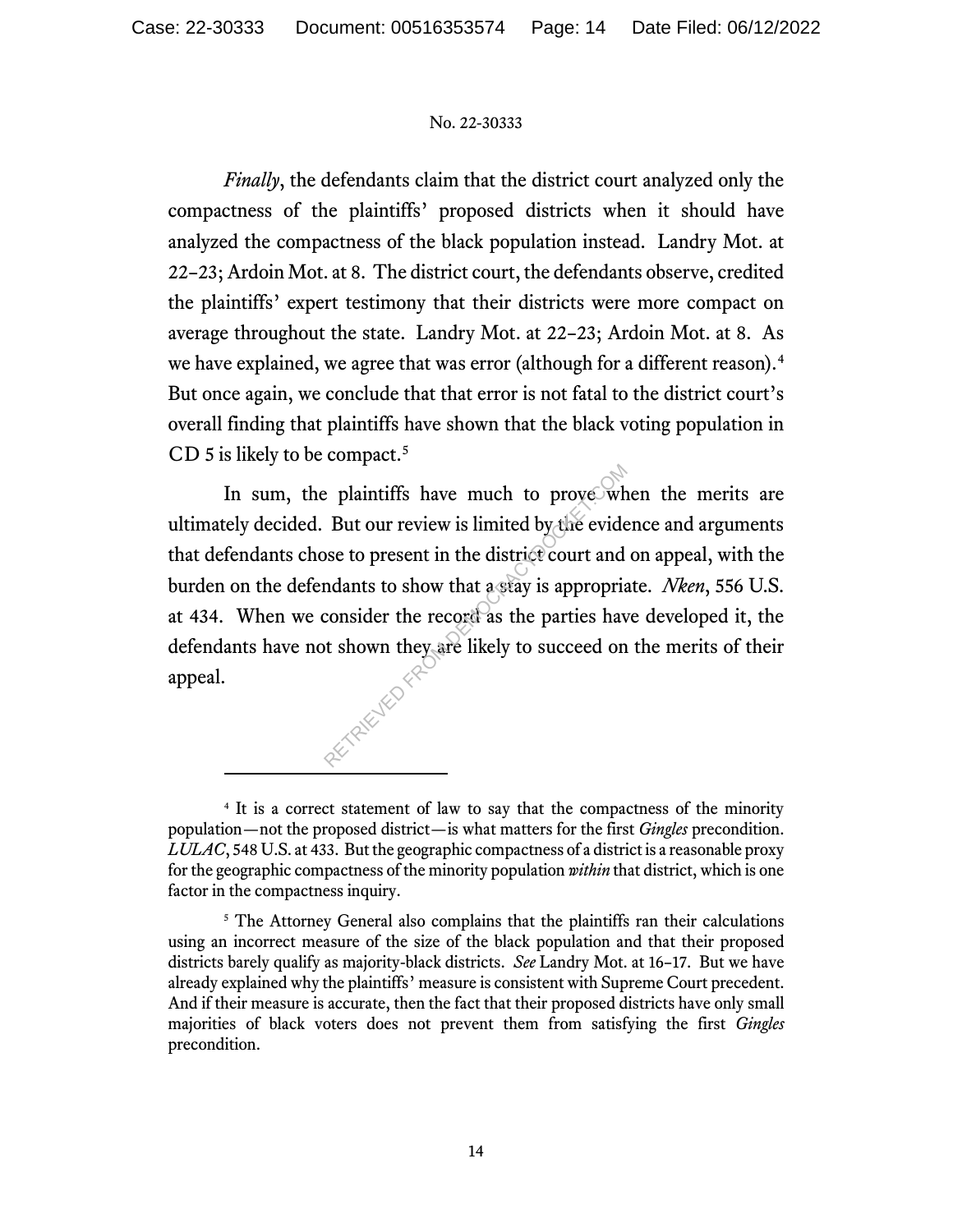*Finally*, the defendants claim that the district court analyzed only the compactness of the plaintiffs' proposed districts when it should have analyzed the compactness of the black population instead. Landry Mot. at 22–23; Ardoin Mot. at 8. The district court, the defendants observe, credited the plaintiffs' expert testimony that their districts were more compact on average throughout the state. Landry Mot. at 22–23; Ardoin Mot. at 8. As we have explained, we agree that was error (although for a different reason).[4] But once again, we conclude that that error is not fatal to the district court's overall finding that plaintiffs have shown that the black voting population in CD 5 is likely to be compact.[5]

In sum, the plaintiffs have much to prove when the merits are ultimately decided. But our review is limited by the evidence and arguments that defendants chose to present in the district court and on appeal, with the burden on the defendants to show that a stay is appropriate. *Nken*, 556 U.S. at 434. When we consider the record as the parties have developed it, the defendants have not shown they are likely to succeed on the merits of their appeal.

---

[4] It is a correct statement of law to say that the compactness of the minority population—not the proposed district—is what matters for the first *Gingles* precondition. *LULAC*, 548 U.S. at 433. But the geographic compactness of a district is a reasonable proxy for the geographic compactness of the minority population *within* that district, which is one factor in the compactness inquiry.

[5] The Attorney General also complains that the plaintiffs ran their calculations using an incorrect measure of the size of the black population and that their proposed districts barely qualify as majority-black districts. *See* Landry Mot. at 16–17. But we have already explained why the plaintiffs' measure is consistent with Supreme Court precedent. And if their measure is accurate, then the fact that their proposed districts have only small majorities of black voters does not prevent them from satisfying the first *Gingles* precondition.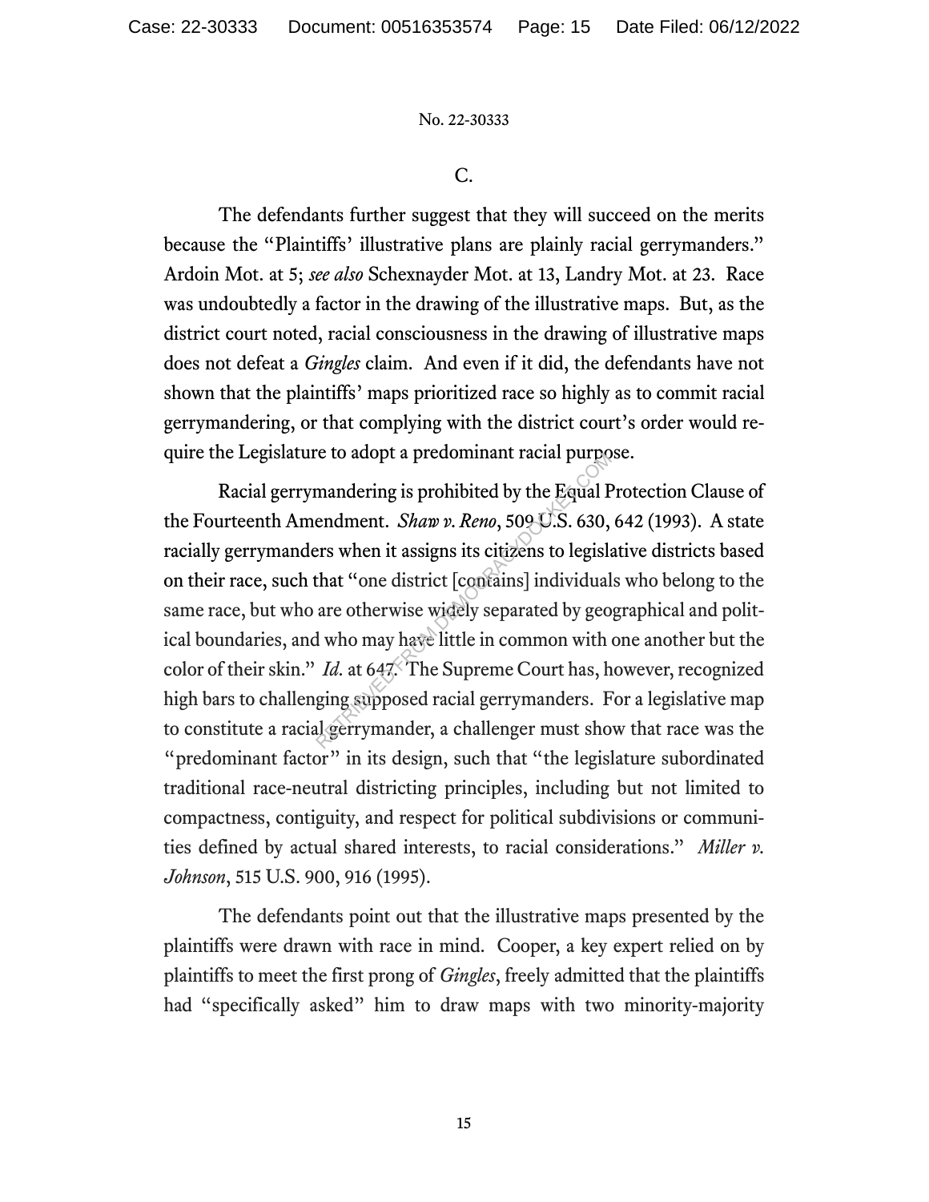C.

The defendants further suggest that they will succeed on the merits because the "Plaintiffs' illustrative plans are plainly racial gerrymanders." Ardoin Mot. at 5; *see also* Schexnayder Mot. at 13, Landry Mot. at 23. Race was undoubtedly a factor in the drawing of the illustrative maps. But, as the district court noted, racial consciousness in the drawing of illustrative maps does not defeat a *Gingles* claim. And even if it did, the defendants have not shown that the plaintiffs' maps prioritized race so highly as to commit racial gerrymandering, or that complying with the district court's order would require the Legislature to adopt a predominant racial purpose.

Racial gerrymandering is prohibited by the Equal Protection Clause of the Fourteenth Amendment. *Shaw v. Reno*, 509 U.S. 630, 642 (1993). A state racially gerrymanders when it assigns its citizens to legislative districts based on their race, such that "one district [contains] individuals who belong to the same race, but who are otherwise widely separated by geographical and political boundaries, and who may have little in common with one another but the color of their skin." *Id.* at 647. The Supreme Court has, however, recognized high bars to challenging supposed racial gerrymanders. For a legislative map to constitute a racial gerrymander, a challenger must show that race was the "predominant factor" in its design, such that "the legislature subordinated traditional race-neutral districting principles, including but not limited to compactness, contiguity, and respect for political subdivisions or communities defined by actual shared interests, to racial considerations." *Miller v. Johnson*, 515 U.S. 900, 916 (1995).

The defendants point out that the illustrative maps presented by the plaintiffs were drawn with race in mind. Cooper, a key expert relied on by plaintiffs to meet the first prong of *Gingles*, freely admitted that the plaintiffs had "specifically asked" him to draw maps with two minority-majority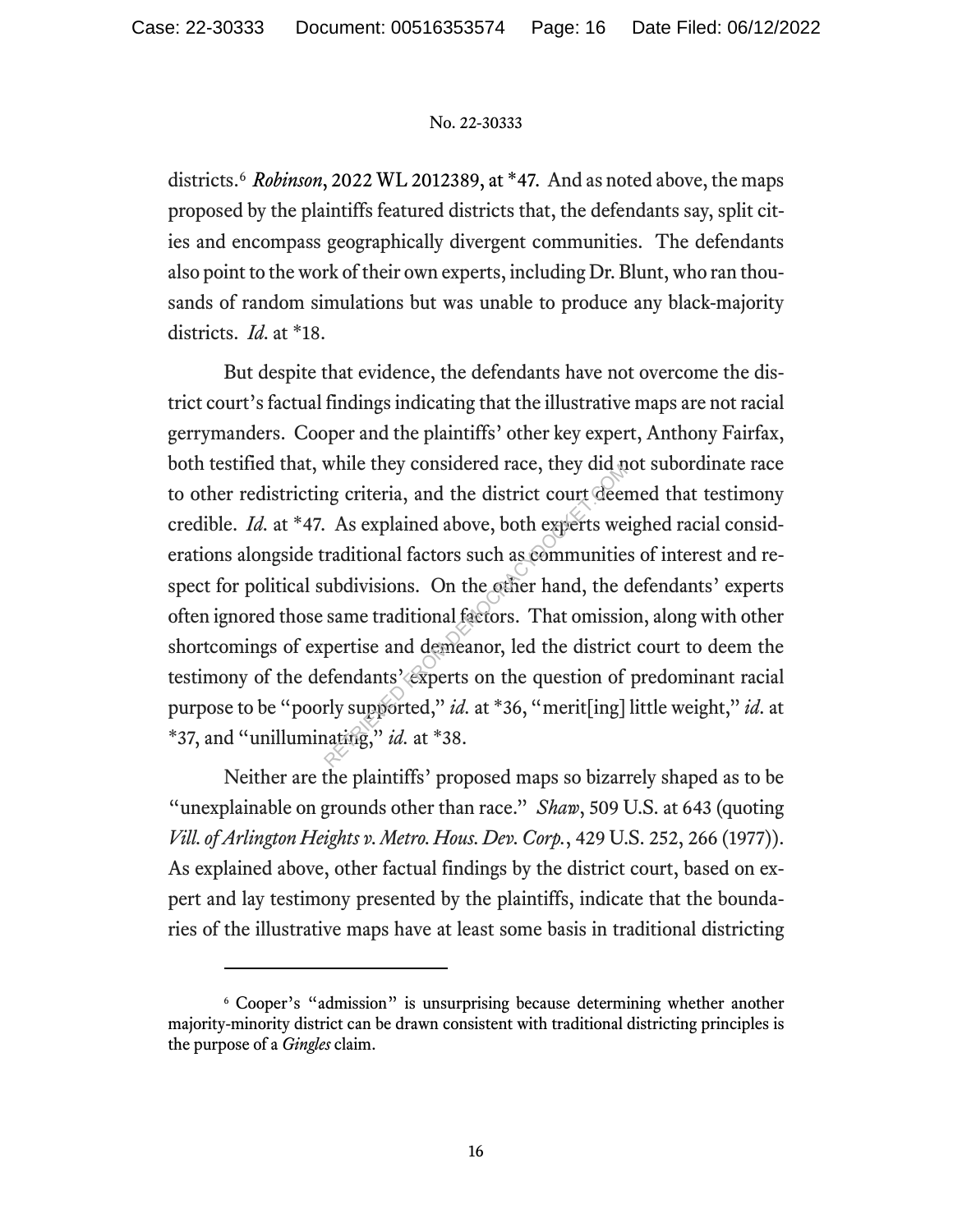districts.[6] *Robinson*, 2022 WL 2012389, at \*47. And as noted above, the maps proposed by the plaintiffs featured districts that, the defendants say, split cities and encompass geographically divergent communities. The defendants also point to the work of their own experts, including Dr. Blunt, who ran thousands of random simulations but was unable to produce any black-majority districts. *Id.* at \*18.

But despite that evidence, the defendants have not overcome the district court's factual findings indicating that the illustrative maps are not racial gerrymanders. Cooper and the plaintiffs' other key expert, Anthony Fairfax, both testified that, while they considered race, they did not subordinate race to other redistricting criteria, and the district court deemed that testimony credible. *Id.* at \*47. As explained above, both experts weighed racial considerations alongside traditional factors such as communities of interest and respect for political subdivisions. On the other hand, the defendants' experts often ignored those same traditional factors. That omission, along with other shortcomings of expertise and demeanor, led the district court to deem the testimony of the defendants' experts on the question of predominant racial purpose to be "poorly supported," *id.* at \*36, "merit[ing] little weight," *id.* at \*37, and "unilluminating," *id.* at \*38.

Neither are the plaintiffs' proposed maps so bizarrely shaped as to be "unexplainable on grounds other than race." *Shaw*, 509 U.S. at 643 (quoting *Vill. of Arlington Heights v. Metro. Hous. Dev. Corp.*, 429 U.S. 252, 266 (1977)). As explained above, other factual findings by the district court, based on expert and lay testimony presented by the plaintiffs, indicate that the boundaries of the illustrative maps have at least some basis in traditional districting

[6] Cooper's "admission" is unsurprising because determining whether another majority-minority district can be drawn consistent with traditional districting principles is the purpose of a *Gingles* claim.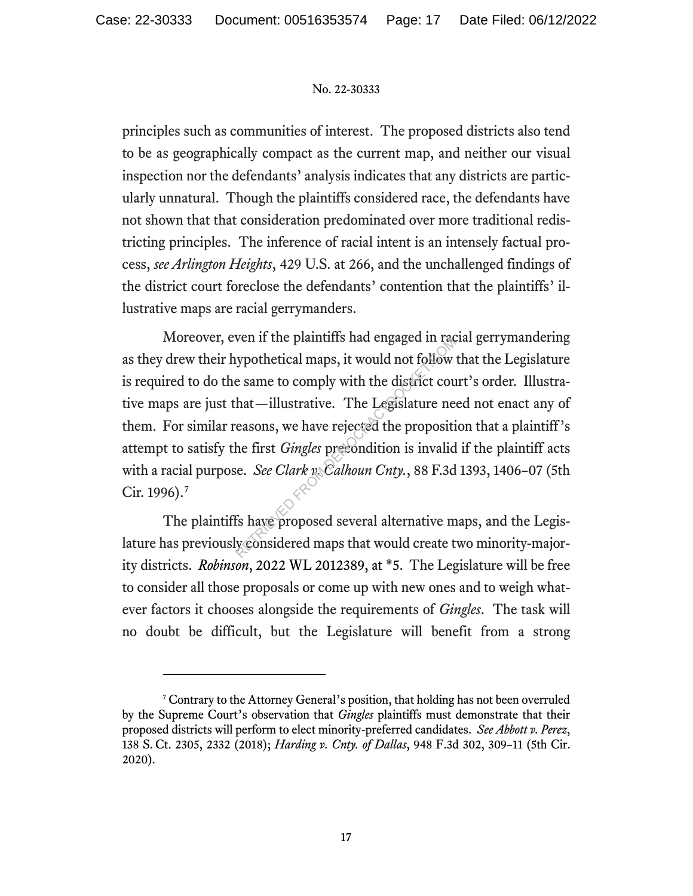principles such as communities of interest. The proposed districts also tend to be as geographically compact as the current map, and neither our visual inspection nor the defendants' analysis indicates that any districts are particularly unnatural. Though the plaintiffs considered race, the defendants have not shown that that consideration predominated over more traditional redistricting principles. The inference of racial intent is an intensely factual process, *see Arlington Heights*, 429 U.S. at 266, and the unchallenged findings of the district court foreclose the defendants' contention that the plaintiffs' illustrative maps are racial gerrymanders.

Moreover, even if the plaintiffs had engaged in racial gerrymandering as they drew their hypothetical maps, it would not follow that the Legislature is required to do the same to comply with the district court's order. Illustrative maps are just that—illustrative. The Legislature need not enact any of them. For similar reasons, we have rejected the proposition that a plaintiff's attempt to satisfy the first *Gingles* precondition is invalid if the plaintiff acts with a racial purpose. *See Clark v. Calhoun Cnty.*, 88 F.3d 1393, 1406–07 (5th Cir. 1996).[7]

The plaintiffs have proposed several alternative maps, and the Legislature has previously considered maps that would create two minority-majority districts. *Robinson*, 2022 WL 2012389, at *5. The Legislature will be free to consider all those proposals or come up with new ones and to weigh whatever factors it chooses alongside the requirements of *Gingles*. The task will no doubt be difficult, but the Legislature will benefit from a strong

[7] Contrary to the Attorney General's position, that holding has not been overruled by the Supreme Court's observation that *Gingles* plaintiffs must demonstrate that their proposed districts will perform to elect minority-preferred candidates. *See Abbott v. Perez*, 138 S. Ct. 2305, 2332 (2018); *Harding v. Cnty. of Dallas*, 948 F.3d 302, 309–11 (5th Cir. 2020).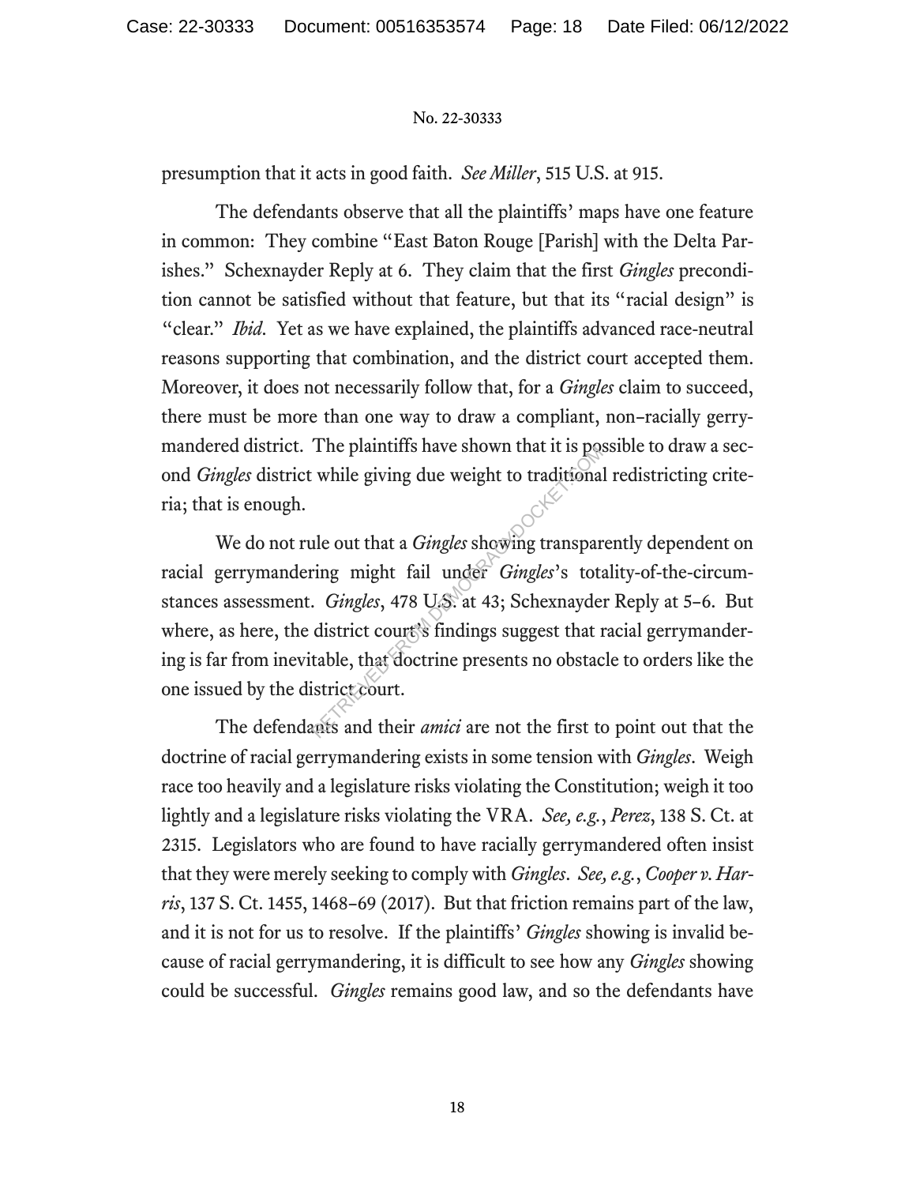presumption that it acts in good faith. *See Miller*, 515 U.S. at 915.

The defendants observe that all the plaintiffs' maps have one feature in common: They combine "East Baton Rouge [Parish] with the Delta Parishes." Schexnayder Reply at 6. They claim that the first *Gingles* precondition cannot be satisfied without that feature, but that its "racial design" is "clear." *Ibid*. Yet as we have explained, the plaintiffs advanced race-neutral reasons supporting that combination, and the district court accepted them. Moreover, it does not necessarily follow that, for a *Gingles* claim to succeed, there must be more than one way to draw a compliant, non–racially gerrymandered district. The plaintiffs have shown that it is possible to draw a second *Gingles* district while giving due weight to traditional redistricting criteria; that is enough.

We do not rule out that a *Gingles* showing transparently dependent on racial gerrymandering might fail under *Gingles*'s totality-of-the-circumstances assessment. *Gingles*, 478 U.S. at 43; Schexnayder Reply at 5–6. But where, as here, the district court's findings suggest that racial gerrymandering is far from inevitable, that doctrine presents no obstacle to orders like the one issued by the district court.

The defendants and their *amici* are not the first to point out that the doctrine of racial gerrymandering exists in some tension with *Gingles*. Weigh race too heavily and a legislature risks violating the Constitution; weigh it too lightly and a legislature risks violating the VRA. *See, e.g.*, *Perez*, 138 S. Ct. at 2315. Legislators who are found to have racially gerrymandered often insist that they were merely seeking to comply with *Gingles*. *See, e.g.*, *Cooper v. Harris*, 137 S. Ct. 1455, 1468–69 (2017). But that friction remains part of the law, and it is not for us to resolve. If the plaintiffs' *Gingles* showing is invalid because of racial gerrymandering, it is difficult to see how any *Gingles* showing could be successful. *Gingles* remains good law, and so the defendants have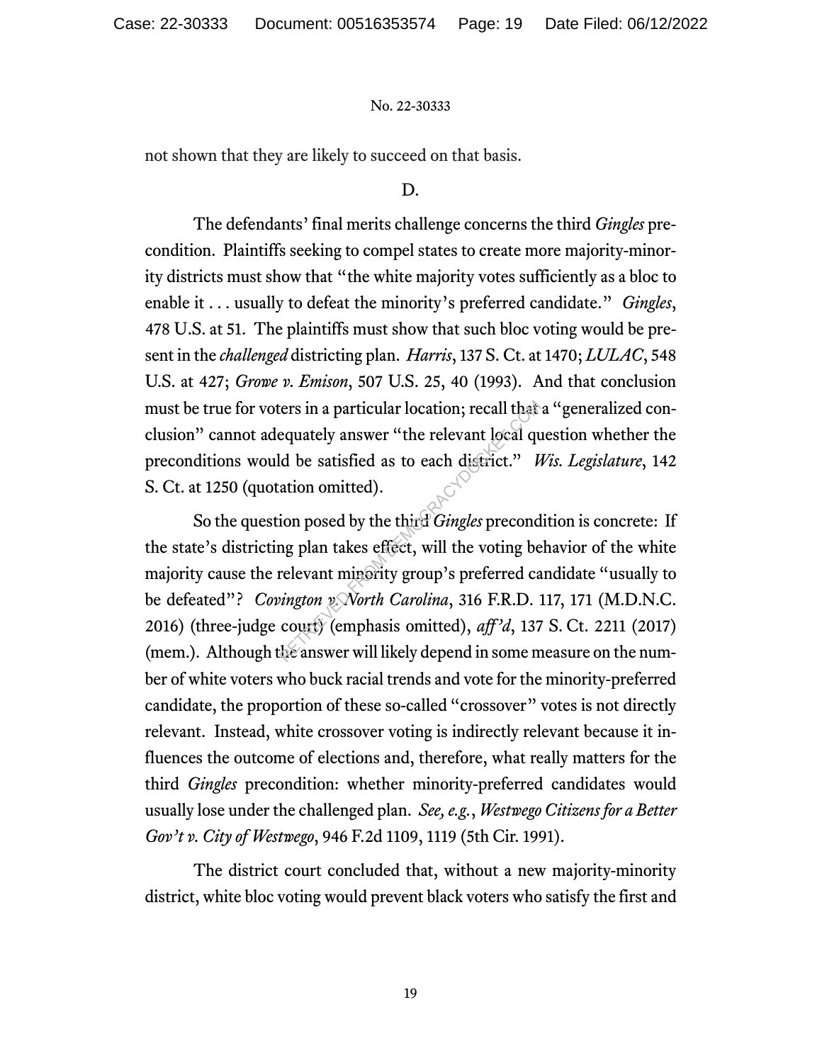not shown that they are likely to succeed on that basis.

D.

The defendants' final merits challenge concerns the third *Gingles* precondition. Plaintiffs seeking to compel states to create more majority-minority districts must show that "the white majority votes sufficiently as a bloc to enable it . . . usually to defeat the minority's preferred candidate." *Gingles*, 478 U.S. at 51. The plaintiffs must show that such bloc voting would be present in the *challenged* districting plan. *Harris*, 137 S. Ct. at 1470; *LULAC*, 548 U.S. at 427; *Growe v. Emison*, 507 U.S. 25, 40 (1993). And that conclusion must be true for voters in a particular location; recall that a "generalized conclusion" cannot adequately answer "the relevant local question whether the preconditions would be satisfied as to each district." *Wis. Legislature*, 142 S. Ct. at 1250 (quotation omitted).

So the question posed by the third *Gingles* precondition is concrete: If the state's districting plan takes effect, will the voting behavior of the white majority cause the relevant minority group's preferred candidate "usually to be defeated"? *Covington v. North Carolina*, 316 F.R.D. 117, 171 (M.D.N.C. 2016) (three-judge court) (emphasis omitted), *aff'd*, 137 S. Ct. 2211 (2017) (mem.). Although the answer will likely depend in some measure on the number of white voters who buck racial trends and vote for the minority-preferred candidate, the proportion of these so-called "crossover" votes is not directly relevant. Instead, white crossover voting is indirectly relevant because it influences the outcome of elections and, therefore, what really matters for the third *Gingles* precondition: whether minority-preferred candidates would usually lose under the challenged plan. *See, e.g.*, *Westwego Citizens for a Better Gov't v. City of Westwego*, 946 F.2d 1109, 1119 (5th Cir. 1991).

The district court concluded that, without a new majority-minority district, white bloc voting would prevent black voters who satisfy the first and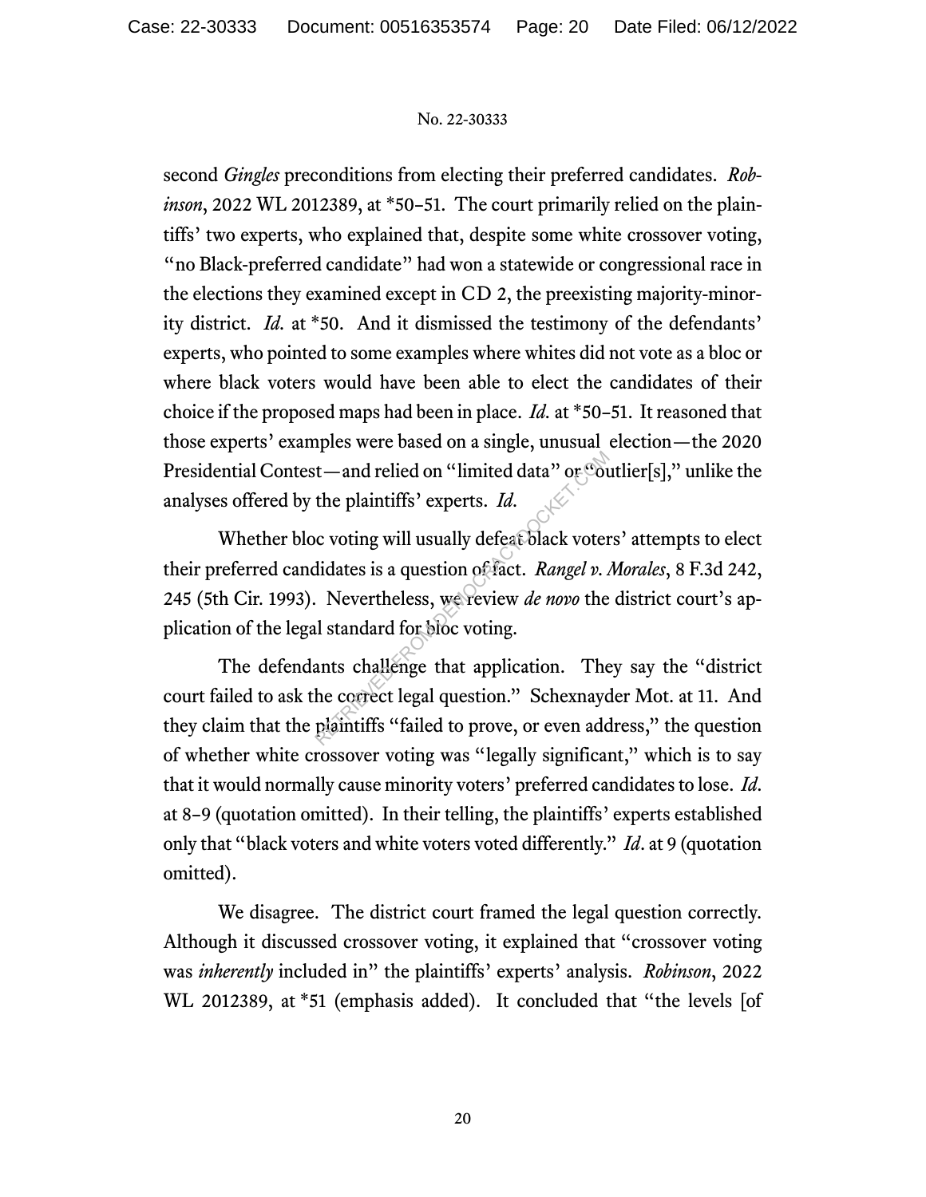second *Gingles* preconditions from electing their preferred candidates. *Robinson*, 2022 WL 2012389, at *50–51. The court primarily relied on the plaintiffs' two experts, who explained that, despite some white crossover voting, "no Black-preferred candidate" had won a statewide or congressional race in the elections they examined except in CD 2, the preexisting majority-minority district. *Id.* at *50. And it dismissed the testimony of the defendants' experts, who pointed to some examples where whites did not vote as a bloc or where black voters would have been able to elect the candidates of their choice if the proposed maps had been in place. *Id.* at *50–51. It reasoned that those experts' examples were based on a single, unusual election—the 2020 Presidential Contest—and relied on "limited data" or "outlier[s]," unlike the analyses offered by the plaintiffs' experts. *Id.*

Whether bloc voting will usually defeat black voters' attempts to elect their preferred candidates is a question of fact. *Rangel v. Morales*, 8 F.3d 242, 245 (5th Cir. 1993). Nevertheless, we review *de novo* the district court's application of the legal standard for bloc voting.

The defendants challenge that application. They say the "district court failed to ask the correct legal question." Schexnayder Mot. at 11. And they claim that the plaintiffs "failed to prove, or even address," the question of whether white crossover voting was "legally significant," which is to say that it would normally cause minority voters' preferred candidates to lose. *Id.* at 8–9 (quotation omitted). In their telling, the plaintiffs' experts established only that "black voters and white voters voted differently." *Id*. at 9 (quotation omitted).

We disagree. The district court framed the legal question correctly. Although it discussed crossover voting, it explained that "crossover voting was *inherently* included in" the plaintiffs' experts' analysis. *Robinson*, 2022 WL 2012389, at *51 (emphasis added). It concluded that "the levels [of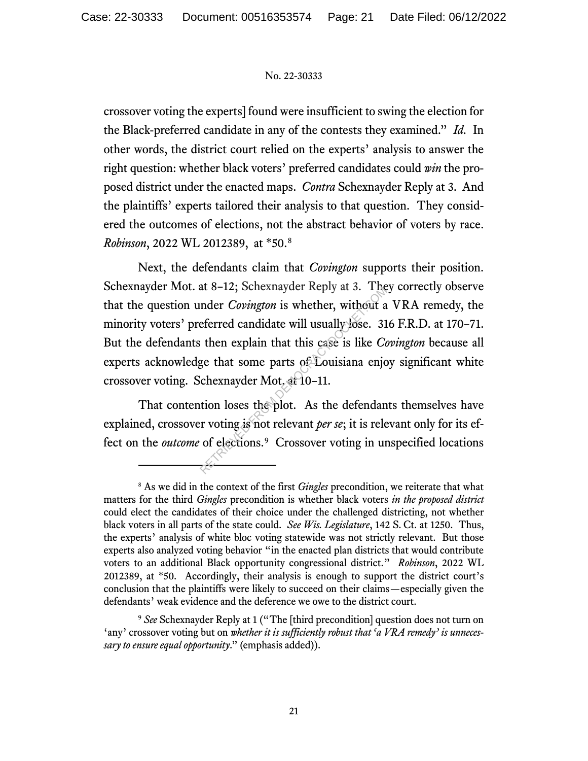crossover voting the experts] found were insufficient to swing the election for the Black-preferred candidate in any of the contests they examined." *Id.* In other words, the district court relied on the experts' analysis to answer the right question: whether black voters' preferred candidates could *win* the proposed district under the enacted maps. *Contra* Schexnayder Reply at 3. And the plaintiffs' experts tailored their analysis to that question. They considered the outcomes of elections, not the abstract behavior of voters by race. *Robinson*, 2022 WL 2012389, at *50.[8]

Next, the defendants claim that *Covington* supports their position. Schexnayder Mot. at 8–12; Schexnayder Reply at 3. They correctly observe that the question under *Covington* is whether, without a VRA remedy, the minority voters' preferred candidate will usually lose. 316 F.R.D. at 170–71. But the defendants then explain that this case is like *Covington* because all experts acknowledge that some parts of Louisiana enjoy significant white crossover voting. Schexnayder Mot. at 10–11.

That contention loses the plot. As the defendants themselves have explained, crossover voting is not relevant *per se*; it is relevant only for its effect on the *outcome* of elections.[9] Crossover voting in unspecified locations

---

[8] As we did in the context of the first *Gingles* precondition, we reiterate that what matters for the third *Gingles* precondition is whether black voters *in the proposed district* could elect the candidates of their choice under the challenged districting, not whether black voters in all parts of the state could. *See Wis. Legislature*, 142 S. Ct. at 1250. Thus, the experts' analysis of white bloc voting statewide was not strictly relevant. But those experts also analyzed voting behavior "in the enacted plan districts that would contribute voters to an additional Black opportunity congressional district." *Robinson*, 2022 WL 2012389, at *50. Accordingly, their analysis is enough to support the district court's conclusion that the plaintiffs were likely to succeed on their claims—especially given the defendants' weak evidence and the deference we owe to the district court.

[9] *See* Schexnayder Reply at 1 ("The [third precondition] question does not turn on 'any' crossover voting but on *whether it is sufficiently robust that 'a VRA remedy' is unnecessary to ensure equal opportunity*." (emphasis added)).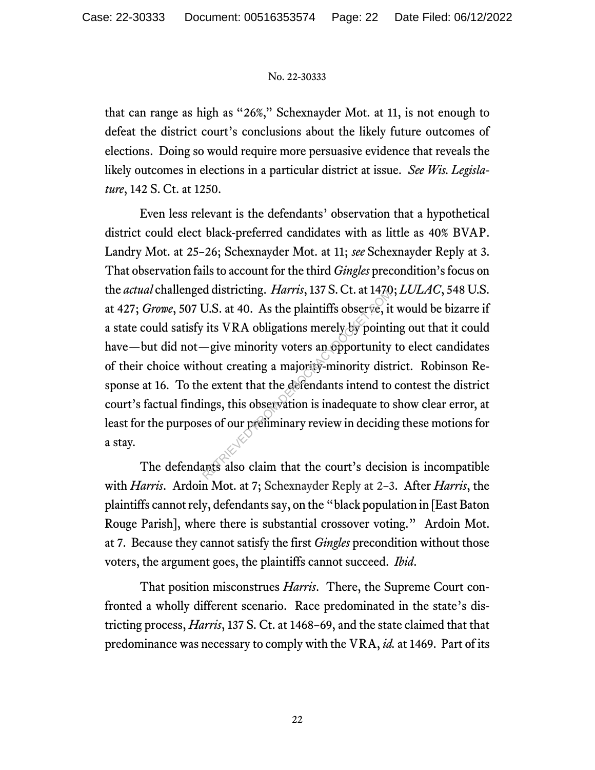that can range as high as "26%," Schexnayder Mot. at 11, is not enough to defeat the district court's conclusions about the likely future outcomes of elections. Doing so would require more persuasive evidence that reveals the likely outcomes in elections in a particular district at issue. *See Wis. Legislature*, 142 S. Ct. at 1250.

Even less relevant is the defendants' observation that a hypothetical district could elect black-preferred candidates with as little as 40% BVAP. Landry Mot. at 25–26; Schexnayder Mot. at 11; *see* Schexnayder Reply at 3. That observation fails to account for the third *Gingles* precondition's focus on the *actual* challenged districting. *Harris*, 137 S. Ct. at 1470; *LULAC*, 548 U.S. at 427; *Growe*, 507 U.S. at 40. As the plaintiffs observe, it would be bizarre if a state could satisfy its VRA obligations merely by pointing out that it could have—but did not—give minority voters an opportunity to elect candidates of their choice without creating a majority-minority district. Robinson Response at 16. To the extent that the defendants intend to contest the district court's factual findings, this observation is inadequate to show clear error, at least for the purposes of our preliminary review in deciding these motions for a stay.

The defendants also claim that the court's decision is incompatible with *Harris*. Ardoin Mot. at 7; Schexnayder Reply at 2–3. After *Harris*, the plaintiffs cannot rely, defendants say, on the "black population in [East Baton Rouge Parish], where there is substantial crossover voting." Ardoin Mot. at 7. Because they cannot satisfy the first *Gingles* precondition without those voters, the argument goes, the plaintiffs cannot succeed. *Ibid*.

That position misconstrues *Harris*. There, the Supreme Court confronted a wholly different scenario. Race predominated in the state's districting process, *Harris*, 137 S. Ct. at 1468–69, and the state claimed that that predominance was necessary to comply with the VRA, *id.* at 1469. Part of its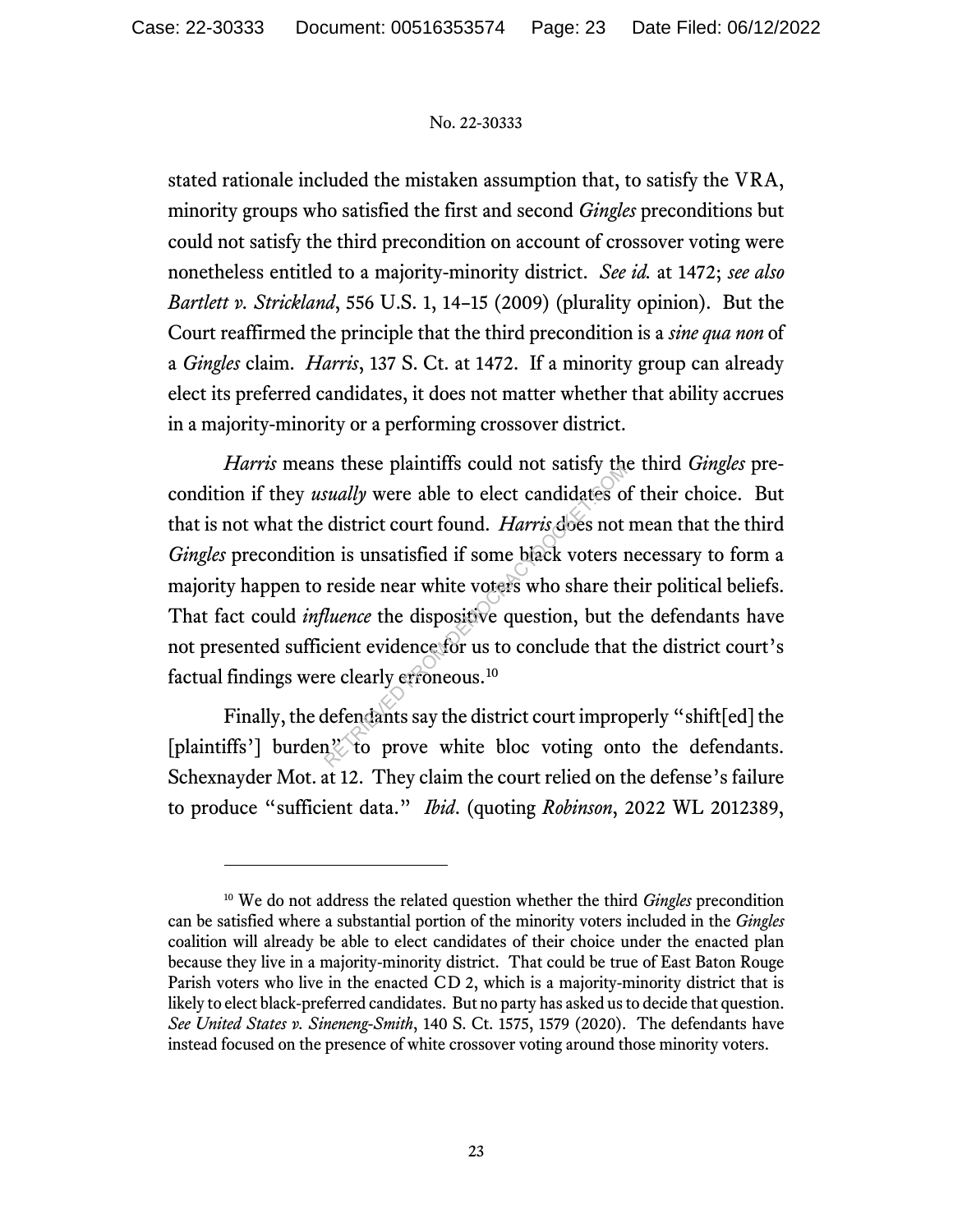stated rationale included the mistaken assumption that, to satisfy the VRA, minority groups who satisfied the first and second *Gingles* preconditions but could not satisfy the third precondition on account of crossover voting were nonetheless entitled to a majority-minority district. *See id.* at 1472; *see also Bartlett v. Strickland*, 556 U.S. 1, 14–15 (2009) (plurality opinion). But the Court reaffirmed the principle that the third precondition is a *sine qua non* of a *Gingles* claim. *Harris*, 137 S. Ct. at 1472. If a minority group can already elect its preferred candidates, it does not matter whether that ability accrues in a majority-minority or a performing crossover district.

*Harris* means these plaintiffs could not satisfy the third *Gingles* precondition if they *usually* were able to elect candidates of their choice. But that is not what the district court found. *Harris* does not mean that the third *Gingles* precondition is unsatisfied if some black voters necessary to form a majority happen to reside near white voters who share their political beliefs. That fact could *influence* the dispositive question, but the defendants have not presented sufficient evidence for us to conclude that the district court's factual findings were clearly erroneous.[10]

Finally, the defendants say the district court improperly "shift[ed] the [plaintiffs'] burden" to prove white bloc voting onto the defendants. Schexnayder Mot. at 12. They claim the court relied on the defense's failure to produce "sufficient data." *Ibid*. (quoting *Robinson*, 2022 WL 2012389,

---

[10] We do not address the related question whether the third *Gingles* precondition can be satisfied where a substantial portion of the minority voters included in the *Gingles* coalition will already be able to elect candidates of their choice under the enacted plan because they live in a majority-minority district. That could be true of East Baton Rouge Parish voters who live in the enacted CD 2, which is a majority-minority district that is likely to elect black-preferred candidates. But no party has asked us to decide that question. *See United States v. Sineneng-Smith*, 140 S. Ct. 1575, 1579 (2020). The defendants have instead focused on the presence of white crossover voting around those minority voters.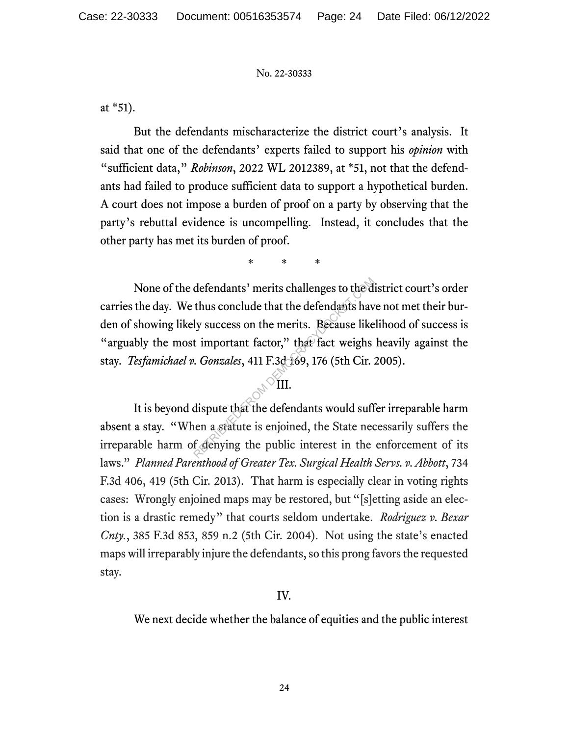at *51).

But the defendants mischaracterize the district court's analysis. It said that one of the defendants' experts failed to support his *opinion* with "sufficient data," *Robinson*, 2022 WL 2012389, at *51, not that the defendants had failed to produce sufficient data to support a hypothetical burden. A court does not impose a burden of proof on a party by observing that the party's rebuttal evidence is uncompelling. Instead, it concludes that the other party has met its burden of proof.

\* \* \*

None of the defendants' merits challenges to the district court's order carries the day. We thus conclude that the defendants have not met their burden of showing likely success on the merits. Because likelihood of success is "arguably the most important factor," that fact weighs heavily against the stay. *Tesfamichael v. Gonzales*, 411 F.3d 169, 176 (5th Cir. 2005).

## III.

It is beyond dispute that the defendants would suffer irreparable harm absent a stay. "When a statute is enjoined, the State necessarily suffers the irreparable harm of denying the public interest in the enforcement of its laws." *Planned Parenthood of Greater Tex. Surgical Health Servs. v. Abbott*, 734 F.3d 406, 419 (5th Cir. 2013). That harm is especially clear in voting rights cases: Wrongly enjoined maps may be restored, but "[s]etting aside an election is a drastic remedy" that courts seldom undertake. *Rodriguez v. Bexar Cnty.*, 385 F.3d 853, 859 n.2 (5th Cir. 2004). Not using the state's enacted maps will irreparably injure the defendants, so this prong favors the requested stay.

## IV.

We next decide whether the balance of equities and the public interest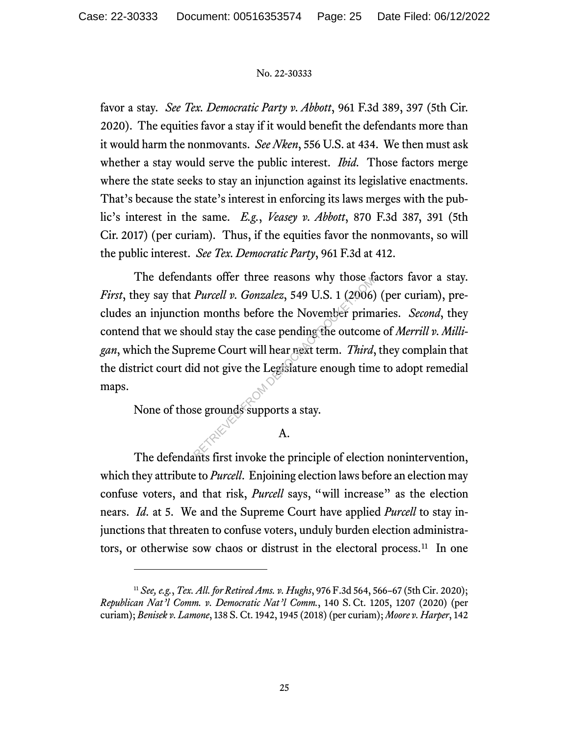favor a stay. *See Tex. Democratic Party v. Abbott*, 961 F.3d 389, 397 (5th Cir. 2020). The equities favor a stay if it would benefit the defendants more than it would harm the nonmovants. *See Nken*, 556 U.S. at 434. We then must ask whether a stay would serve the public interest. *Ibid*. Those factors merge where the state seeks to stay an injunction against its legislative enactments. That's because the state's interest in enforcing its laws merges with the public's interest in the same. *E.g.*, *Veasey v. Abbott*, 870 F.3d 387, 391 (5th Cir. 2017) (per curiam). Thus, if the equities favor the nonmovants, so will the public interest. *See Tex. Democratic Party*, 961 F.3d at 412.

The defendants offer three reasons why those factors favor a stay. *First*, they say that *Purcell v. Gonzalez*, 549 U.S. 1 (2006) (per curiam), precludes an injunction months before the November primaries. *Second*, they contend that we should stay the case pending the outcome of *Merrill v. Milligan*, which the Supreme Court will hear next term. *Third*, they complain that the district court did not give the Legislature enough time to adopt remedial maps.

None of those grounds supports a stay.

A.

The defendants first invoke the principle of election nonintervention, which they attribute to *Purcell*. Enjoining election laws before an election may confuse voters, and that risk, *Purcell* says, "will increase" as the election nears. *Id.* at 5. We and the Supreme Court have applied *Purcell* to stay injunctions that threaten to confuse voters, unduly burden election administrators, or otherwise sow chaos or distrust in the electoral process.[11] In one

[11] *See, e.g.*, *Tex. All. for Retired Ams. v. Hughs*, 976 F.3d 564, 566–67 (5th Cir. 2020); *Republican Nat'l Comm. v. Democratic Nat'l Comm.*, 140 S. Ct. 1205, 1207 (2020) (per curiam); *Benisek v. Lamone*, 138 S. Ct. 1942, 1945 (2018) (per curiam); *Moore v. Harper*, 142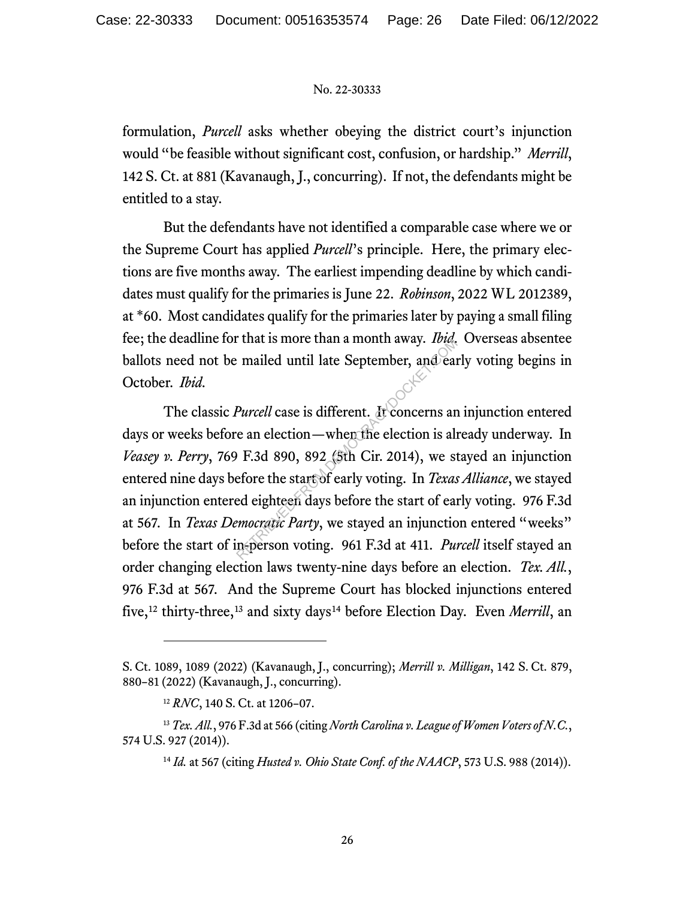formulation, *Purcell* asks whether obeying the district court's injunction would "be feasible without significant cost, confusion, or hardship." *Merrill*, 142 S. Ct. at 881 (Kavanaugh, J., concurring). If not, the defendants might be entitled to a stay.

But the defendants have not identified a comparable case where we or the Supreme Court has applied *Purcell*'s principle. Here, the primary elections are five months away. The earliest impending deadline by which candidates must qualify for the primaries is June 22. *Robinson*, 2022 WL 2012389, at \*60. Most candidates qualify for the primaries later by paying a small filing fee; the deadline for that is more than a month away. *Ibid.* Overseas absentee ballots need not be mailed until late September, and early voting begins in October. *Ibid.*

The classic *Purcell* case is different. It concerns an injunction entered days or weeks before an election—when the election is already underway. In *Veasey v. Perry*, 769 F.3d 890, 892 (5th Cir. 2014), we stayed an injunction entered nine days before the start of early voting. In *Texas Alliance*, we stayed an injunction entered eighteen days before the start of early voting. 976 F.3d at 567. In *Texas Democratic Party*, we stayed an injunction entered "weeks" before the start of in-person voting. 961 F.3d at 411. *Purcell* itself stayed an order changing election laws twenty-nine days before an election. *Tex. All.*, 976 F.3d at 567. And the Supreme Court has blocked injunctions entered five,[12] thirty-three,[13] and sixty days[14] before Election Day. Even *Merrill*, an

---

S. Ct. 1089, 1089 (2022) (Kavanaugh, J., concurring); *Merrill v. Milligan*, 142 S. Ct. 879, 880–81 (2022) (Kavanaugh, J., concurring).

[12] *RNC*, 140 S. Ct. at 1206–07.

[13] *Tex. All.*, 976 F.3d at 566 (citing *North Carolina v. League of Women Voters of N.C.*, 574 U.S. 927 (2014)).

[14] *Id.* at 567 (citing *Husted v. Ohio State Conf. of the NAACP*, 573 U.S. 988 (2014)).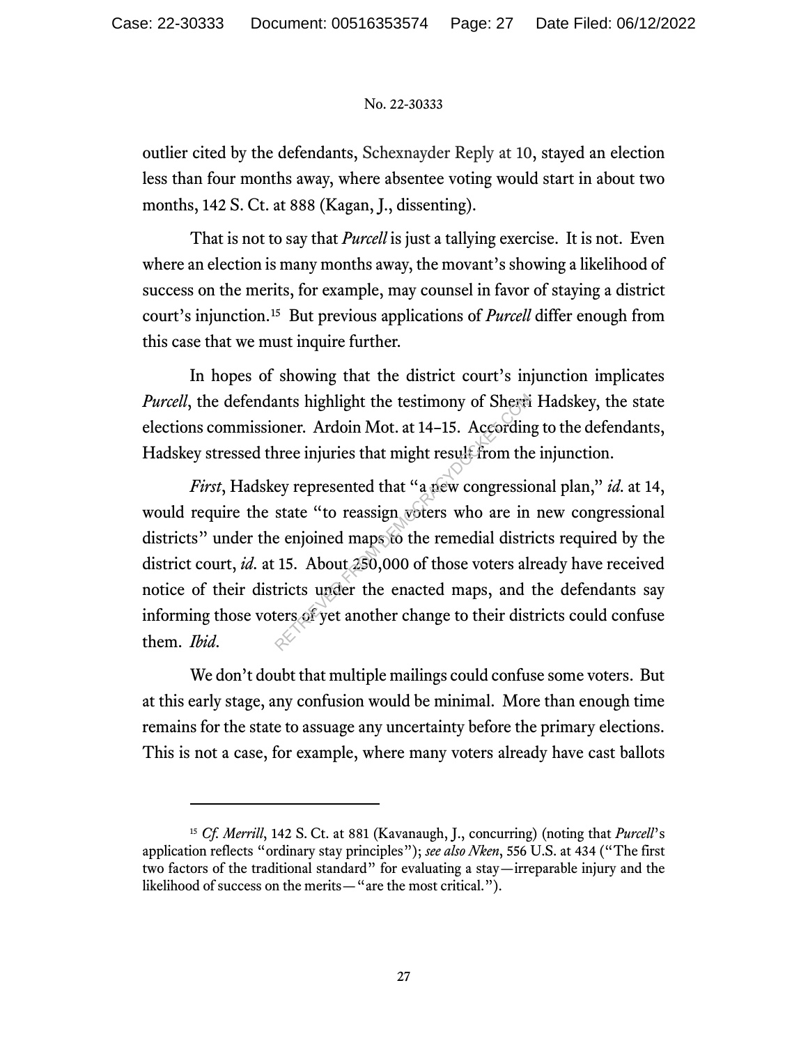outlier cited by the defendants, Schexnayder Reply at 10, stayed an election less than four months away, where absentee voting would start in about two months, 142 S. Ct. at 888 (Kagan, J., dissenting).

That is not to say that *Purcell* is just a tallying exercise. It is not. Even where an election is many months away, the movant's showing a likelihood of success on the merits, for example, may counsel in favor of staying a district court's injunction.[15] But previous applications of *Purcell* differ enough from this case that we must inquire further.

In hopes of showing that the district court's injunction implicates *Purcell*, the defendants highlight the testimony of Sherri Hadskey, the state elections commissioner. Ardoin Mot. at 14–15. According to the defendants, Hadskey stressed three injuries that might result from the injunction.

*First*, Hadskey represented that "a new congressional plan," *id.* at 14, would require the state "to reassign voters who are in new congressional districts" under the enjoined maps to the remedial districts required by the district court, *id.* at 15. About 250,000 of those voters already have received notice of their districts under the enacted maps, and the defendants say informing those voters of yet another change to their districts could confuse them. *Ibid*.

We don't doubt that multiple mailings could confuse some voters. But at this early stage, any confusion would be minimal. More than enough time remains for the state to assuage any uncertainty before the primary elections. This is not a case, for example, where many voters already have cast ballots

---

[15] *Cf. Merrill*, 142 S. Ct. at 881 (Kavanaugh, J., concurring) (noting that *Purcell*'s application reflects "ordinary stay principles"); *see also Nken*, 556 U.S. at 434 ("The first two factors of the traditional standard" for evaluating a stay—irreparable injury and the likelihood of success on the merits—"are the most critical.").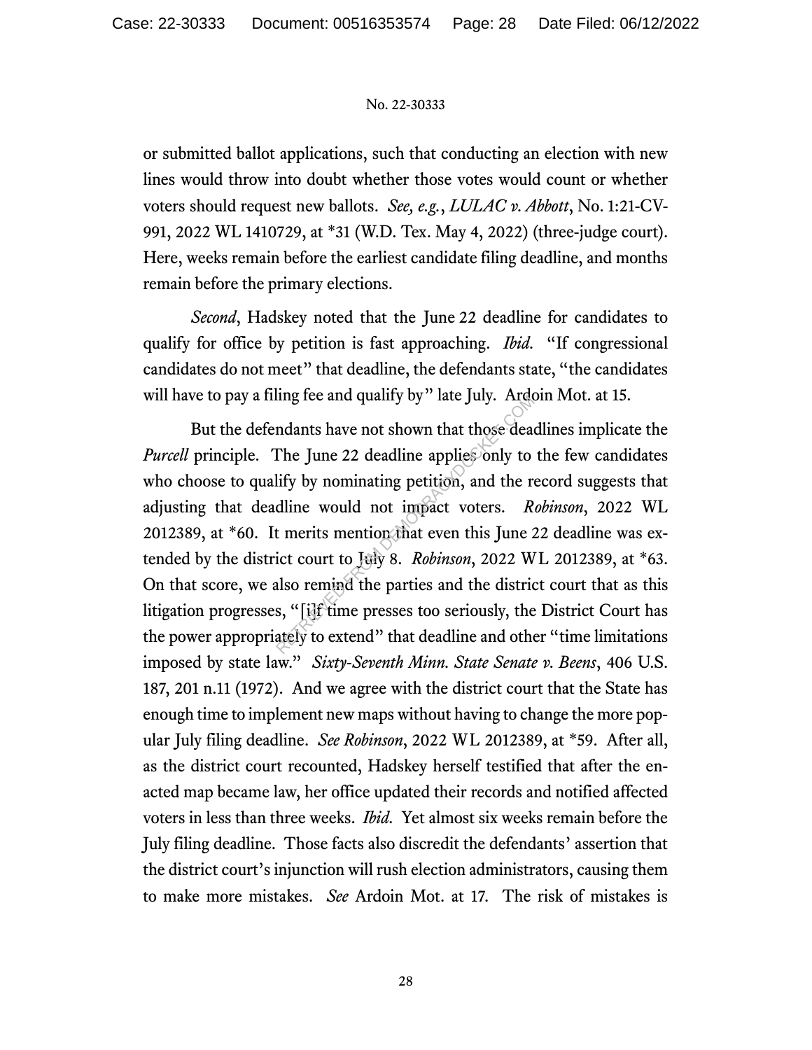or submitted ballot applications, such that conducting an election with new lines would throw into doubt whether those votes would count or whether voters should request new ballots. *See, e.g.*, *LULAC v. Abbott*, No. 1:21-CV-991, 2022 WL 1410729, at *31 (W.D. Tex. May 4, 2022) (three-judge court). Here, weeks remain before the earliest candidate filing deadline, and months remain before the primary elections.

*Second*, Hadskey noted that the June 22 deadline for candidates to qualify for office by petition is fast approaching. *Ibid*. "If congressional candidates do not meet" that deadline, the defendants state, "the candidates will have to pay a filing fee and qualify by" late July. Ardoin Mot. at 15.

But the defendants have not shown that those deadlines implicate the *Purcell* principle. The June 22 deadline applies only to the few candidates who choose to qualify by nominating petition, and the record suggests that adjusting that deadline would not impact voters. *Robinson*, 2022 WL 2012389, at *60. It merits mention that even this June 22 deadline was extended by the district court to July 8. *Robinson*, 2022 WL 2012389, at *63. On that score, we also remind the parties and the district court that as this litigation progresses, "[i]f time presses too seriously, the District Court has the power appropriately to extend" that deadline and other "time limitations imposed by state law." *Sixty-Seventh Minn. State Senate v. Beens*, 406 U.S. 187, 201 n.11 (1972). And we agree with the district court that the State has enough time to implement new maps without having to change the more popular July filing deadline. *See Robinson*, 2022 WL 2012389, at *59. After all, as the district court recounted, Hadskey herself testified that after the enacted map became law, her office updated their records and notified affected voters in less than three weeks. *Ibid*. Yet almost six weeks remain before the July filing deadline. Those facts also discredit the defendants' assertion that the district court's injunction will rush election administrators, causing them to make more mistakes. *See* Ardoin Mot. at 17. The risk of mistakes is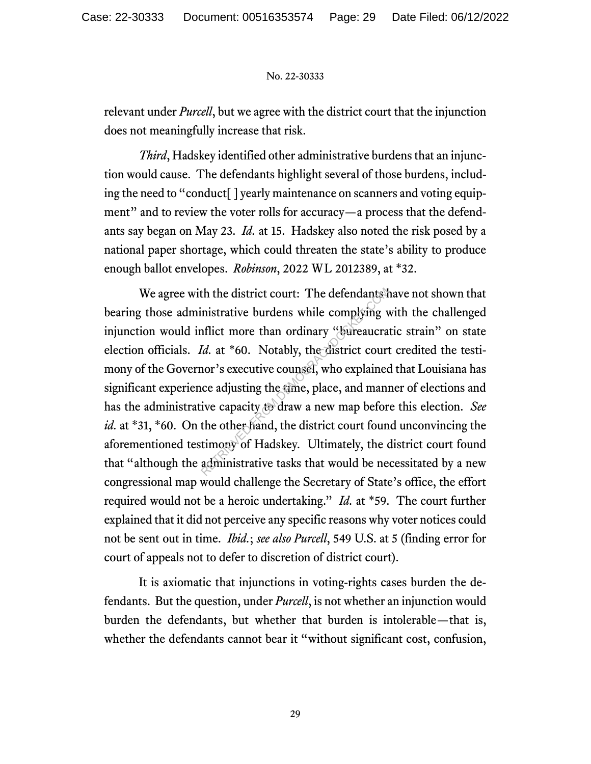relevant under *Purcell*, but we agree with the district court that the injunction does not meaningfully increase that risk.

*Third*, Hadskey identified other administrative burdens that an injunction would cause. The defendants highlight several of those burdens, including the need to "conduct[ ] yearly maintenance on scanners and voting equipment" and to review the voter rolls for accuracy—a process that the defendants say began on May 23. *Id.* at 15. Hadskey also noted the risk posed by a national paper shortage, which could threaten the state's ability to produce enough ballot envelopes. *Robinson*, 2022 WL 2012389, at *32.

We agree with the district court: The defendants have not shown that bearing those administrative burdens while complying with the challenged injunction would inflict more than ordinary "bureaucratic strain" on state election officials. *Id.* at *60. Notably, the district court credited the testimony of the Governor's executive counsel, who explained that Louisiana has significant experience adjusting the time, place, and manner of elections and has the administrative capacity to draw a new map before this election. *See id.* at *31, *60. On the other hand, the district court found unconvincing the aforementioned testimony of Hadskey. Ultimately, the district court found that "although the administrative tasks that would be necessitated by a new congressional map would challenge the Secretary of State's office, the effort required would not be a heroic undertaking." *Id.* at *59. The court further explained that it did not perceive any specific reasons why voter notices could not be sent out in time. *Ibid.*; *see also Purcell*, 549 U.S. at 5 (finding error for court of appeals not to defer to discretion of district court).

It is axiomatic that injunctions in voting-rights cases burden the defendants. But the question, under *Purcell*, is not whether an injunction would burden the defendants, but whether that burden is intolerable—that is, whether the defendants cannot bear it "without significant cost, confusion,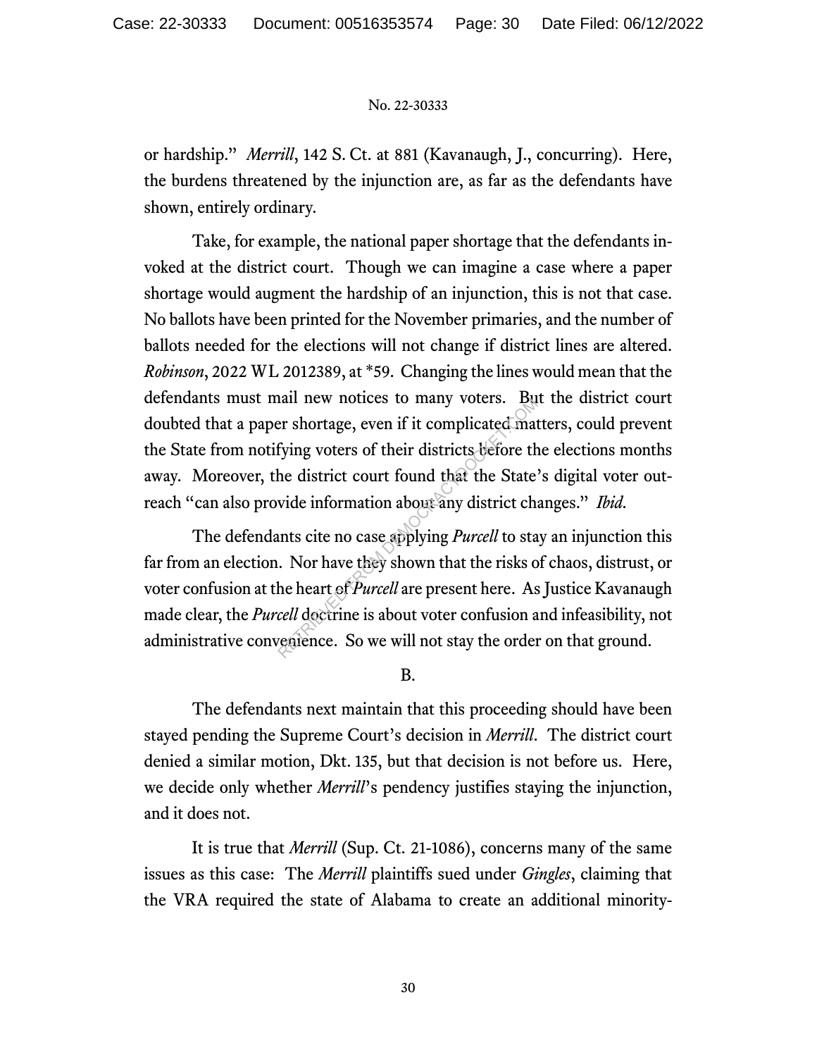or hardship." *Merrill*, 142 S. Ct. at 881 (Kavanaugh, J., concurring). Here, the burdens threatened by the injunction are, as far as the defendants have shown, entirely ordinary.

Take, for example, the national paper shortage that the defendants invoked at the district court. Though we can imagine a case where a paper shortage would augment the hardship of an injunction, this is not that case. No ballots have been printed for the November primaries, and the number of ballots needed for the elections will not change if district lines are altered. *Robinson*, 2022 WL 2012389, at *59. Changing the lines would mean that the defendants must mail new notices to many voters. But the district court doubted that a paper shortage, even if it complicated matters, could prevent the State from notifying voters of their districts before the elections months away. Moreover, the district court found that the State's digital voter outreach "can also provide information about any district changes." *Ibid.*

The defendants cite no case applying *Purcell* to stay an injunction this far from an election. Nor have they shown that the risks of chaos, distrust, or voter confusion at the heart of *Purcell* are present here. As Justice Kavanaugh made clear, the *Purcell* doctrine is about voter confusion and infeasibility, not administrative convenience. So we will not stay the order on that ground.

B.

The defendants next maintain that this proceeding should have been stayed pending the Supreme Court's decision in *Merrill*. The district court denied a similar motion, Dkt. 135, but that decision is not before us. Here, we decide only whether *Merrill*'s pendency justifies staying the injunction, and it does not.

It is true that *Merrill* (Sup. Ct. 21-1086), concerns many of the same issues as this case: The *Merrill* plaintiffs sued under *Gingles*, claiming that the VRA required the state of Alabama to create an additional minority-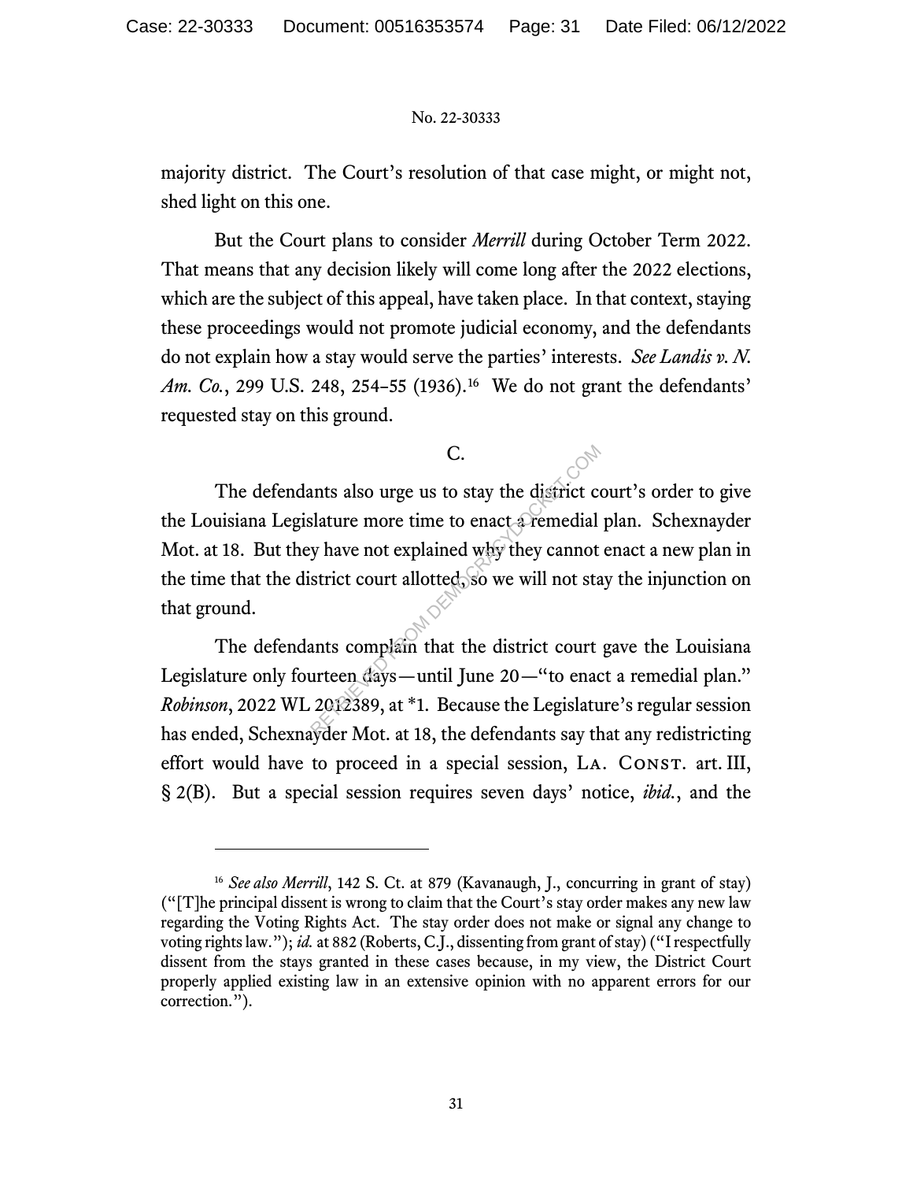majority district. The Court's resolution of that case might, or might not, shed light on this one.

But the Court plans to consider *Merrill* during October Term 2022. That means that any decision likely will come long after the 2022 elections, which are the subject of this appeal, have taken place. In that context, staying these proceedings would not promote judicial economy, and the defendants do not explain how a stay would serve the parties' interests. *See Landis v. N. Am. Co.*, 299 U.S. 248, 254–55 (1936).[16] We do not grant the defendants' requested stay on this ground.

### C.

The defendants also urge us to stay the district court's order to give the Louisiana Legislature more time to enact a remedial plan. Schexnayder Mot. at 18. But they have not explained why they cannot enact a new plan in the time that the district court allotted, so we will not stay the injunction on that ground.

The defendants complain that the district court gave the Louisiana Legislature only fourteen days—until June 20—"to enact a remedial plan." *Robinson*, 2022 WL 2012389, at *1. Because the Legislature's regular session has ended, Schexnayder Mot. at 18, the defendants say that any redistricting effort would have to proceed in a special session, LA. CONST. art. III, § 2(B). But a special session requires seven days' notice, *ibid.*, and the

---

[16] *See also Merrill*, 142 S. Ct. at 879 (Kavanaugh, J., concurring in grant of stay) ("[T]he principal dissent is wrong to claim that the Court's stay order makes any new law regarding the Voting Rights Act. The stay order does not make or signal any change to voting rights law."); *id.* at 882 (Roberts, C.J., dissenting from grant of stay) ("I respectfully dissent from the stays granted in these cases because, in my view, the District Court properly applied existing law in an extensive opinion with no apparent errors for our correction.").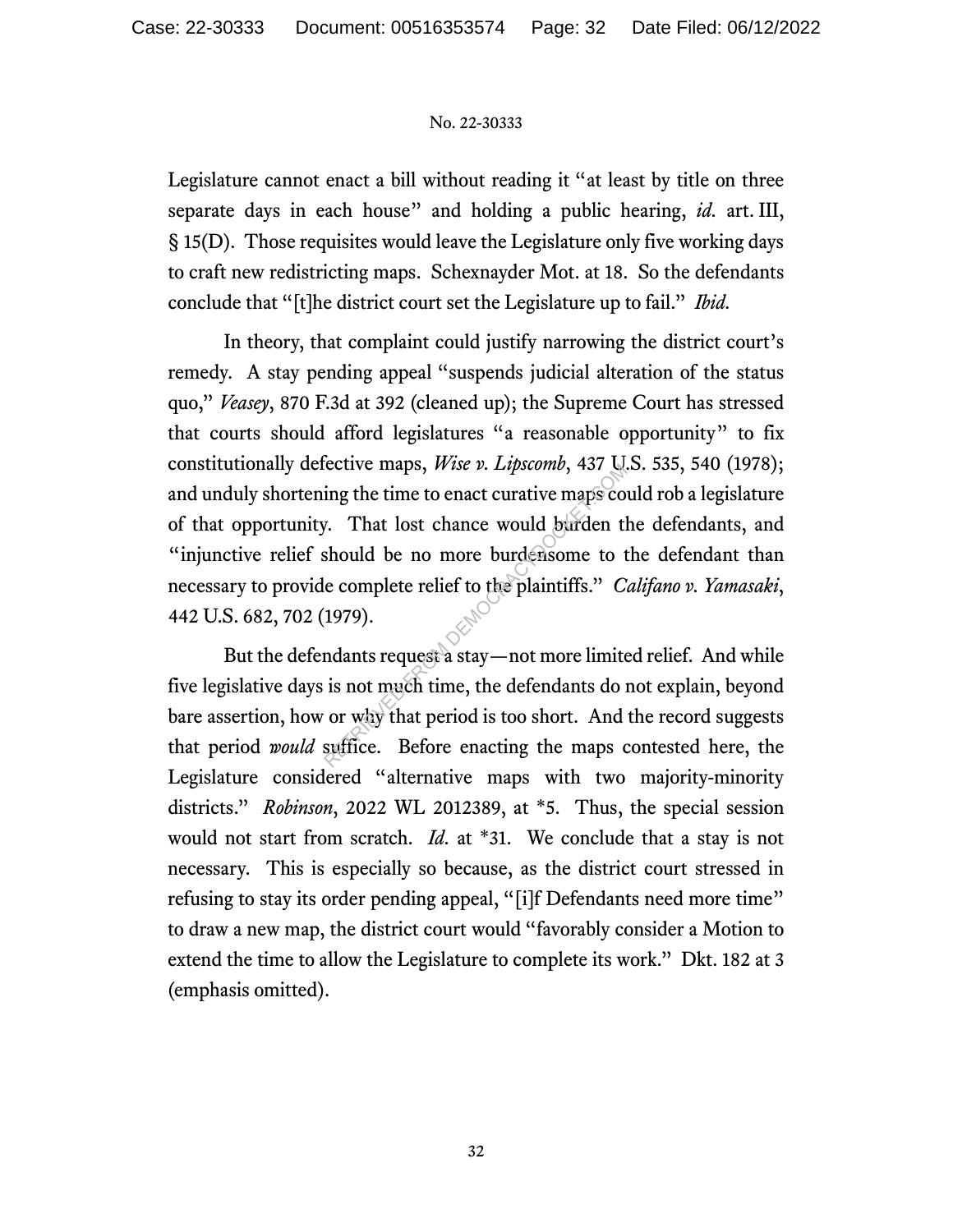Legislature cannot enact a bill without reading it "at least by title on three separate days in each house" and holding a public hearing, *id.* art. III, § 15(D). Those requisites would leave the Legislature only five working days to craft new redistricting maps. Schexnayder Mot. at 18. So the defendants conclude that "[t]he district court set the Legislature up to fail." *Ibid.*

In theory, that complaint could justify narrowing the district court's remedy. A stay pending appeal "suspends judicial alteration of the status quo," *Veasey*, 870 F.3d at 392 (cleaned up); the Supreme Court has stressed that courts should afford legislatures "a reasonable opportunity" to fix constitutionally defective maps, *Wise v. Lipscomb*, 437 U.S. 535, 540 (1978); and unduly shortening the time to enact curative maps could rob a legislature of that opportunity. That lost chance would burden the defendants, and "injunctive relief should be no more burdensome to the defendant than necessary to provide complete relief to the plaintiffs." *Califano v. Yamasaki*, 442 U.S. 682, 702 (1979).

But the defendants request a stay—not more limited relief. And while five legislative days is not much time, the defendants do not explain, beyond bare assertion, how or why that period is too short. And the record suggests that period *would* suffice. Before enacting the maps contested here, the Legislature considered "alternative maps with two majority-minority districts." *Robinson*, 2022 WL 2012389, at *5. Thus, the special session would not start from scratch. *Id.* at *31. We conclude that a stay is not necessary. This is especially so because, as the district court stressed in refusing to stay its order pending appeal, "[i]f Defendants need more time" to draw a new map, the district court would "favorably consider a Motion to extend the time to allow the Legislature to complete its work." Dkt. 182 at 3 (emphasis omitted).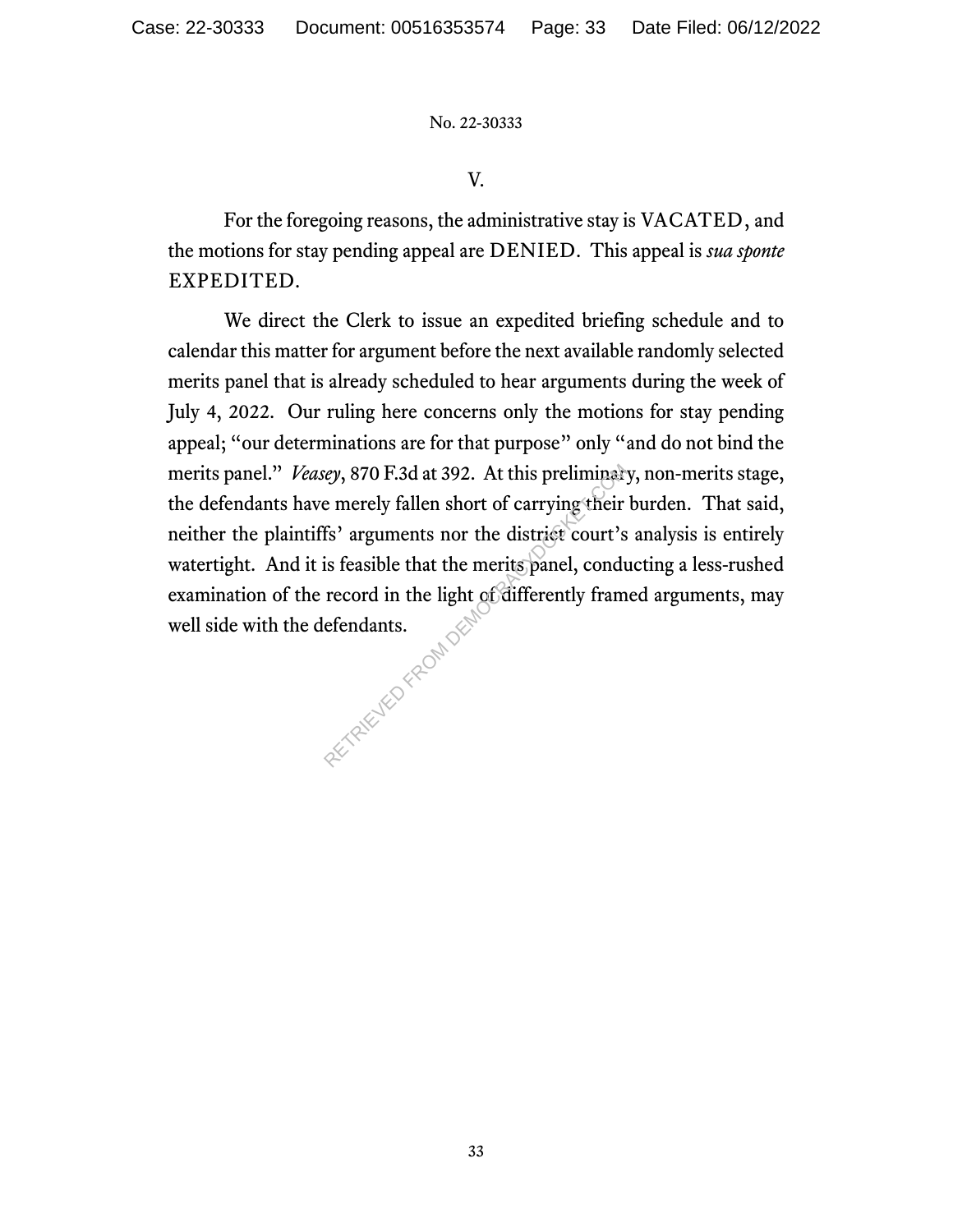V.

For the foregoing reasons, the administrative stay is VACATED, and the motions for stay pending appeal are DENIED. This appeal is *sua sponte* EXPEDITED.

We direct the Clerk to issue an expedited briefing schedule and to calendar this matter for argument before the next available randomly selected merits panel that is already scheduled to hear arguments during the week of July 4, 2022. Our ruling here concerns only the motions for stay pending appeal; "our determinations are for that purpose" only "and do not bind the merits panel." *Veasey*, 870 F.3d at 392. At this preliminary, non-merits stage, the defendants have merely fallen short of carrying their burden. That said, neither the plaintiffs' arguments nor the district court's analysis is entirely watertight. And it is feasible that the merits panel, conducting a less-rushed examination of the record in the light of differently framed arguments, may well side with the defendants.